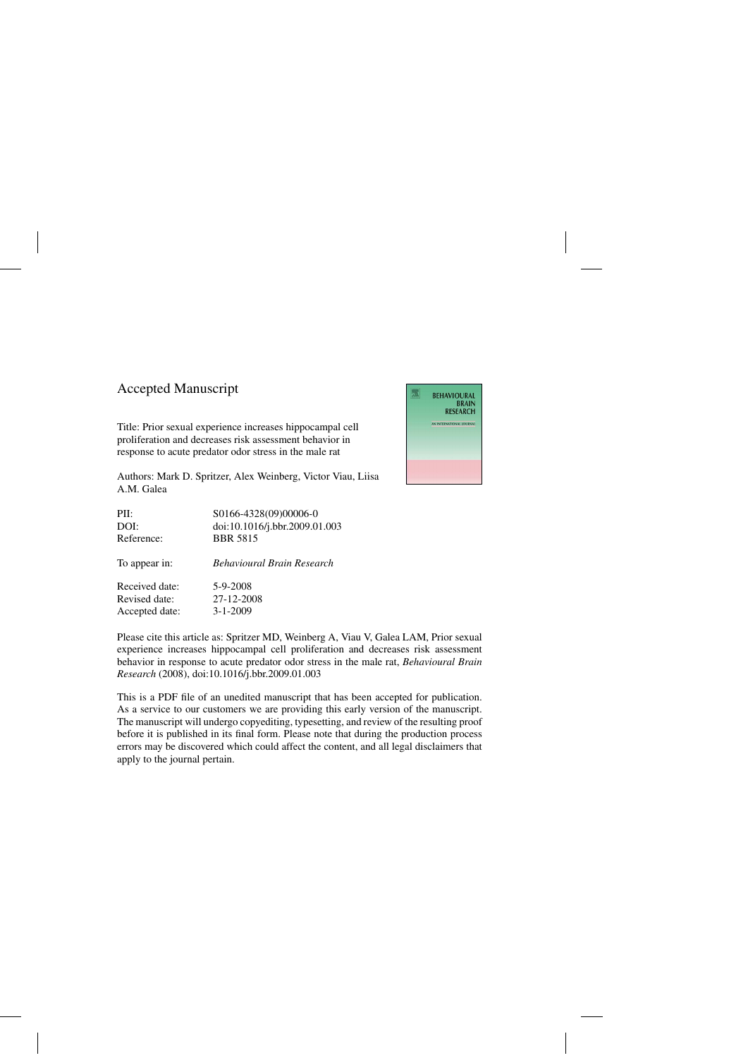# Accepted Manuscript

Title: Prior sexual experience increases hippocampal cell proliferation and decreases risk assessment behavior in response to acute predator odor stress in the male rat

Authors: Mark D. Spritzer, Alex Weinberg, Victor Viau, Liisa A.M. Galea

| | |
|---|---|
| PII: | S0166-4328(09)00006-0 |
| DOI: | doi:10.1016/j.bbr.2009.01.003 |
| Reference: | BBR 5815 |
| To appear in: | *Behavioural Brain Research* |
| Received date: | 5-9-2008 |
| Revised date: | 27-12-2008 |
| Accepted date: | 3-1-2009 |

Please cite this article as: Spritzer MD, Weinberg A, Viau V, Galea LAM, Prior sexual experience increases hippocampal cell proliferation and decreases risk assessment behavior in response to acute predator odor stress in the male rat, *Behavioural Brain Research* (2008), doi:10.1016/j.bbr.2009.01.003

This is a PDF file of an unedited manuscript that has been accepted for publication. As a service to our customers we are providing this early version of the manuscript. The manuscript will undergo copyediting, typesetting, and review of the resulting proof before it is published in its final form. Please note that during the production process errors may be discovered which could affect the content, and all legal disclaimers that apply to the journal pertain.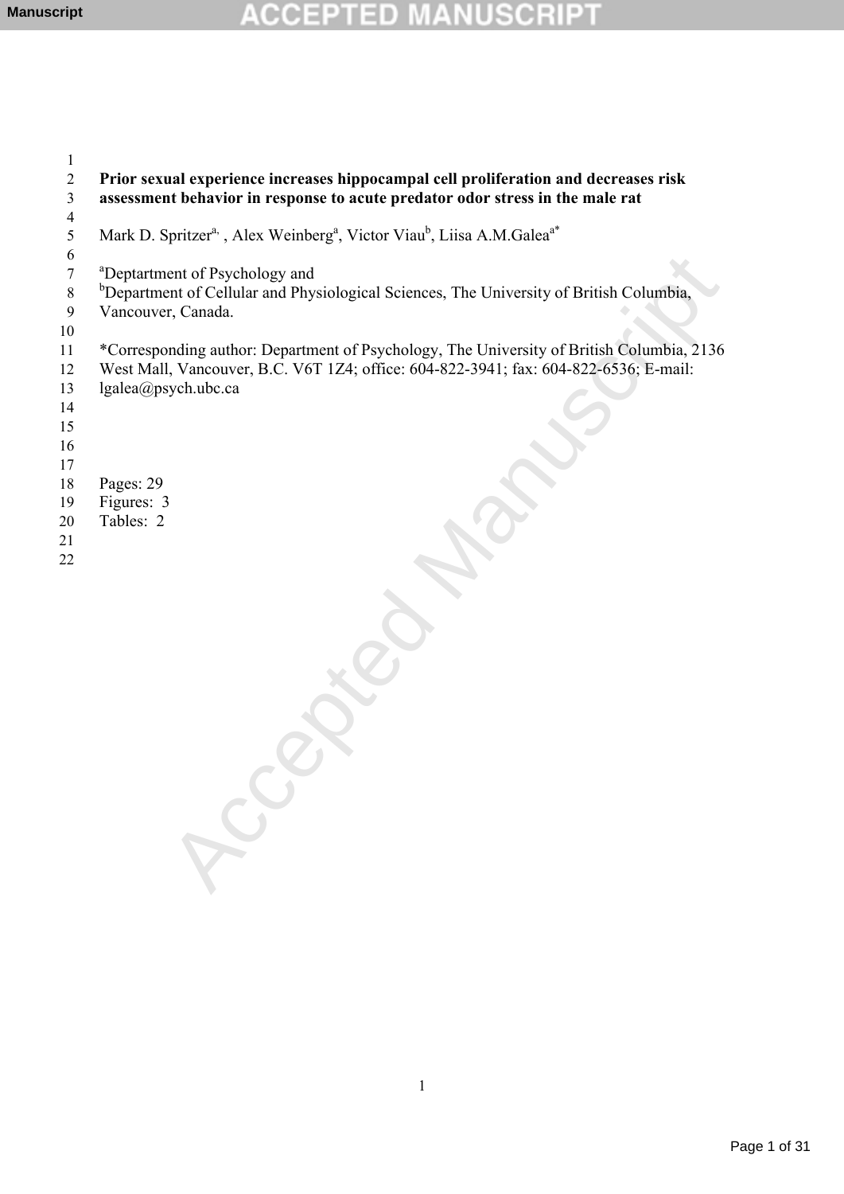**Prior sexual experience increases hippocampal cell proliferation and decreases risk assessment behavior in response to acute predator odor stress in the male rat**

Mark D. Spritzer[a,] , Alex Weinberg[a], Victor Viau[b], Liisa A.M.Galea[a*]

[a]Deptartment of Psychology and
[b]Department of Cellular and Physiological Sciences, The University of British Columbia, Vancouver, Canada.

*Corresponding author: Department of Psychology, The University of British Columbia, 2136 West Mall, Vancouver, B.C. V6T 1Z4; office: 604-822-3941; fax: 604-822-6536; E-mail: lgalea@psych.ubc.ca

Pages: 29
Figures: 3
Tables: 2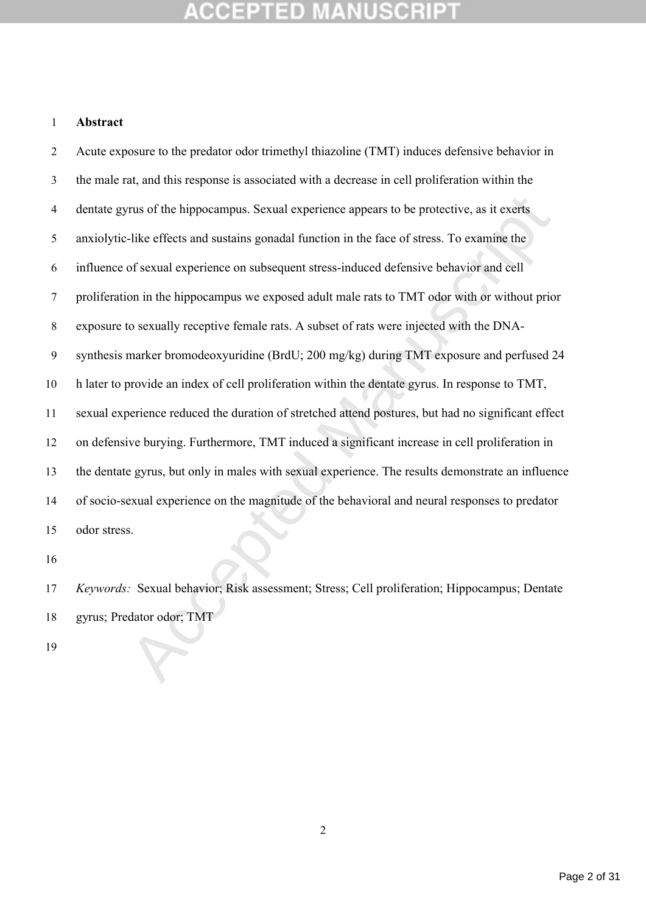## Abstract

Acute exposure to the predator odor trimethyl thiazoline (TMT) induces defensive behavior in the male rat, and this response is associated with a decrease in cell proliferation within the dentate gyrus of the hippocampus. Sexual experience appears to be protective, as it exerts anxiolytic-like effects and sustains gonadal function in the face of stress. To examine the influence of sexual experience on subsequent stress-induced defensive behavior and cell proliferation in the hippocampus we exposed adult male rats to TMT odor with or without prior exposure to sexually receptive female rats. A subset of rats were injected with the DNA-synthesis marker bromodeoxyuridine (BrdU; 200 mg/kg) during TMT exposure and perfused 24 h later to provide an index of cell proliferation within the dentate gyrus. In response to TMT, sexual experience reduced the duration of stretched attend postures, but had no significant effect on defensive burying. Furthermore, TMT induced a significant increase in cell proliferation in the dentate gyrus, but only in males with sexual experience. The results demonstrate an influence of socio-sexual experience on the magnitude of the behavioral and neural responses to predator odor stress.

*Keywords:* Sexual behavior; Risk assessment; Stress; Cell proliferation; Hippocampus; Dentate gyrus; Predator odor; TMT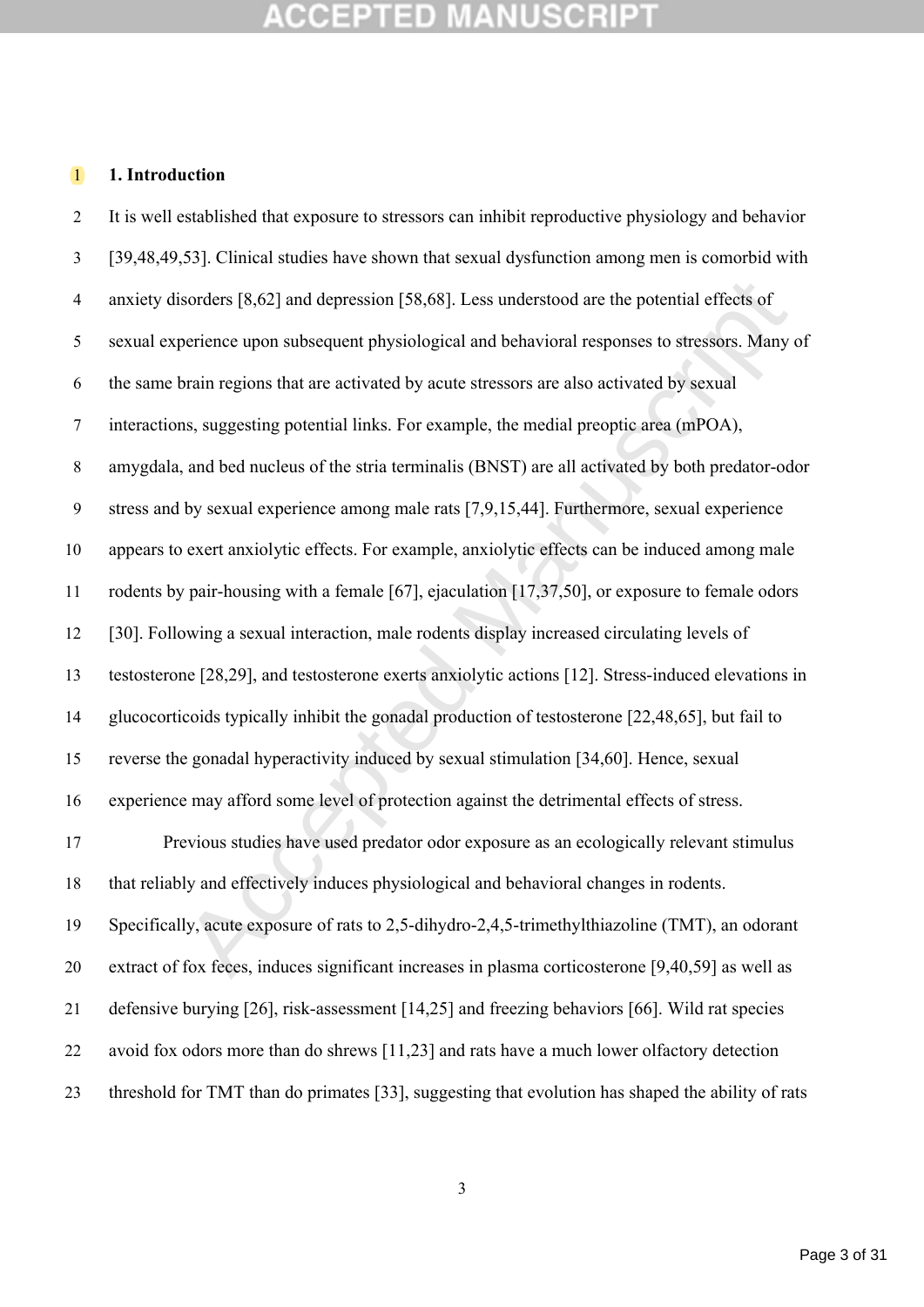## 1. Introduction

It is well established that exposure to stressors can inhibit reproductive physiology and behavior [39,48,49,53]. Clinical studies have shown that sexual dysfunction among men is comorbid with anxiety disorders [8,62] and depression [58,68]. Less understood are the potential effects of sexual experience upon subsequent physiological and behavioral responses to stressors. Many of the same brain regions that are activated by acute stressors are also activated by sexual interactions, suggesting potential links. For example, the medial preoptic area (mPOA), amygdala, and bed nucleus of the stria terminalis (BNST) are all activated by both predator-odor stress and by sexual experience among male rats [7,9,15,44]. Furthermore, sexual experience appears to exert anxiolytic effects. For example, anxiolytic effects can be induced among male rodents by pair-housing with a female [67], ejaculation [17,37,50], or exposure to female odors [30]. Following a sexual interaction, male rodents display increased circulating levels of testosterone [28,29], and testosterone exerts anxiolytic actions [12]. Stress-induced elevations in glucocorticoids typically inhibit the gonadal production of testosterone [22,48,65], but fail to reverse the gonadal hyperactivity induced by sexual stimulation [34,60]. Hence, sexual experience may afford some level of protection against the detrimental effects of stress.

Previous studies have used predator odor exposure as an ecologically relevant stimulus that reliably and effectively induces physiological and behavioral changes in rodents. Specifically, acute exposure of rats to 2,5-dihydro-2,4,5-trimethylthiazoline (TMT), an odorant extract of fox feces, induces significant increases in plasma corticosterone [9,40,59] as well as defensive burying [26], risk-assessment [14,25] and freezing behaviors [66]. Wild rat species avoid fox odors more than do shrews [11,23] and rats have a much lower olfactory detection threshold for TMT than do primates [33], suggesting that evolution has shaped the ability of rats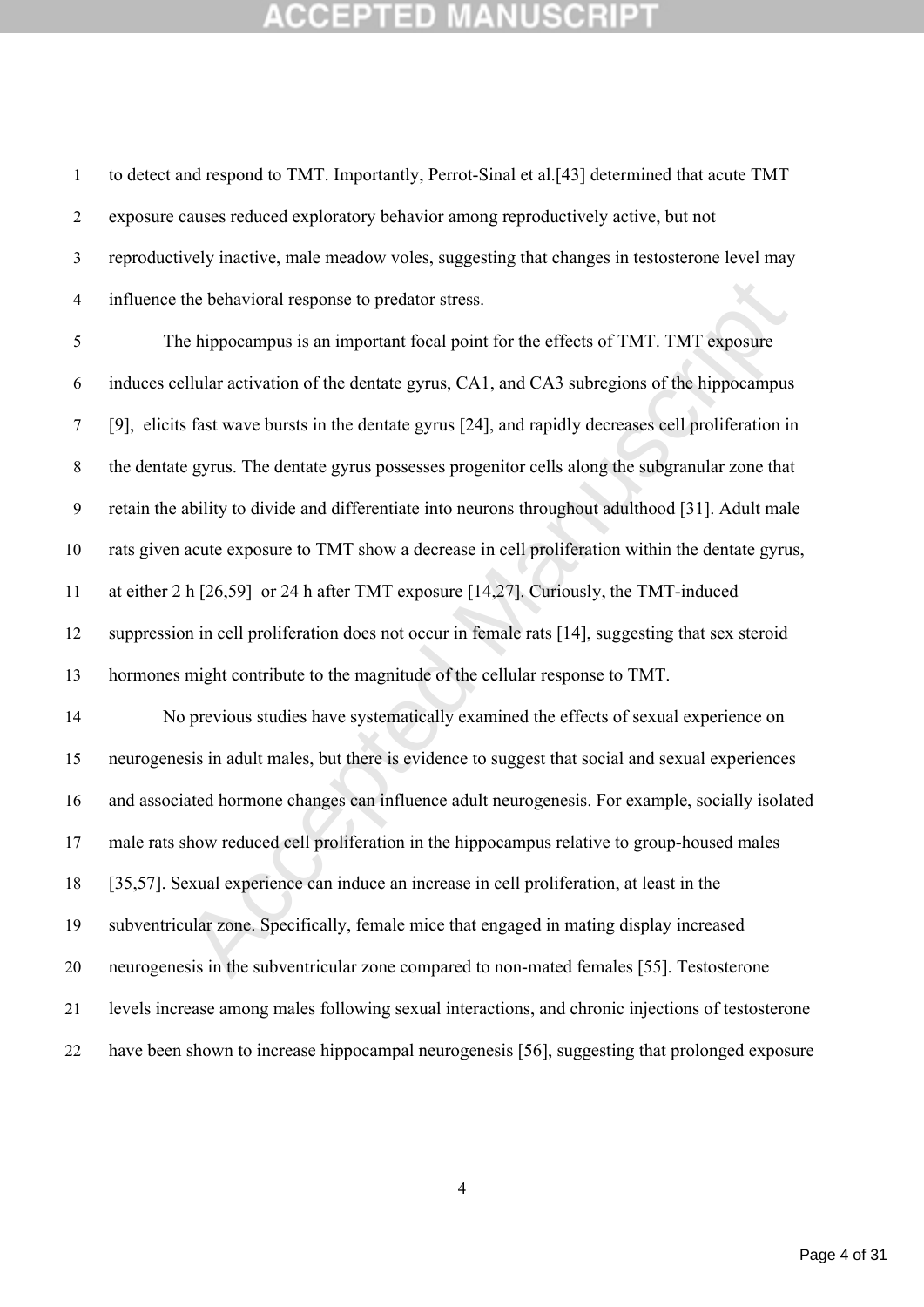to detect and respond to TMT. Importantly, Perrot-Sinal et al.[43] determined that acute TMT exposure causes reduced exploratory behavior among reproductively active, but not reproductively inactive, male meadow voles, suggesting that changes in testosterone level may influence the behavioral response to predator stress.

The hippocampus is an important focal point for the effects of TMT. TMT exposure induces cellular activation of the dentate gyrus, CA1, and CA3 subregions of the hippocampus [9], elicits fast wave bursts in the dentate gyrus [24], and rapidly decreases cell proliferation in the dentate gyrus. The dentate gyrus possesses progenitor cells along the subgranular zone that retain the ability to divide and differentiate into neurons throughout adulthood [31]. Adult male rats given acute exposure to TMT show a decrease in cell proliferation within the dentate gyrus, at either 2 h [26,59] or 24 h after TMT exposure [14,27]. Curiously, the TMT-induced suppression in cell proliferation does not occur in female rats [14], suggesting that sex steroid hormones might contribute to the magnitude of the cellular response to TMT.

No previous studies have systematically examined the effects of sexual experience on neurogenesis in adult males, but there is evidence to suggest that social and sexual experiences and associated hormone changes can influence adult neurogenesis. For example, socially isolated male rats show reduced cell proliferation in the hippocampus relative to group-housed males [35,57]. Sexual experience can induce an increase in cell proliferation, at least in the subventricular zone. Specifically, female mice that engaged in mating display increased neurogenesis in the subventricular zone compared to non-mated females [55]. Testosterone levels increase among males following sexual interactions, and chronic injections of testosterone have been shown to increase hippocampal neurogenesis [56], suggesting that prolonged exposure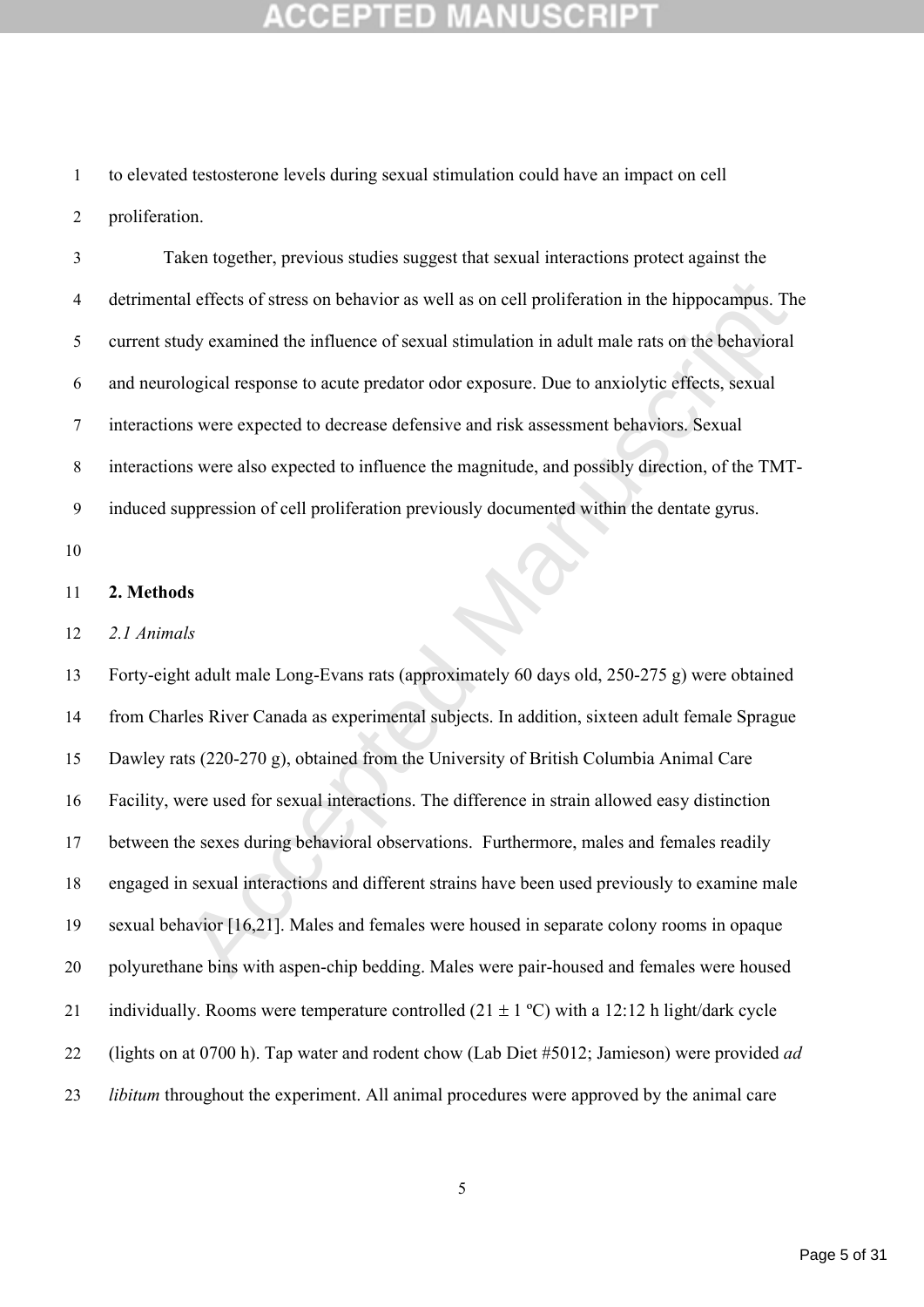to elevated testosterone levels during sexual stimulation could have an impact on cell proliferation.

Taken together, previous studies suggest that sexual interactions protect against the detrimental effects of stress on behavior as well as on cell proliferation in the hippocampus. The current study examined the influence of sexual stimulation in adult male rats on the behavioral and neurological response to acute predator odor exposure. Due to anxiolytic effects, sexual interactions were expected to decrease defensive and risk assessment behaviors. Sexual interactions were also expected to influence the magnitude, and possibly direction, of the TMT-induced suppression of cell proliferation previously documented within the dentate gyrus.

## 2. Methods

### *2.1 Animals*

Forty-eight adult male Long-Evans rats (approximately 60 days old, 250-275 g) were obtained from Charles River Canada as experimental subjects. In addition, sixteen adult female Sprague Dawley rats (220-270 g), obtained from the University of British Columbia Animal Care Facility, were used for sexual interactions. The difference in strain allowed easy distinction between the sexes during behavioral observations. Furthermore, males and females readily engaged in sexual interactions and different strains have been used previously to examine male sexual behavior [16,21]. Males and females were housed in separate colony rooms in opaque polyurethane bins with aspen-chip bedding. Males were pair-housed and females were housed individually. Rooms were temperature controlled (21 ± 1 ºC) with a 12:12 h light/dark cycle (lights on at 0700 h). Tap water and rodent chow (Lab Diet #5012; Jamieson) were provided *ad libitum* throughout the experiment. All animal procedures were approved by the animal care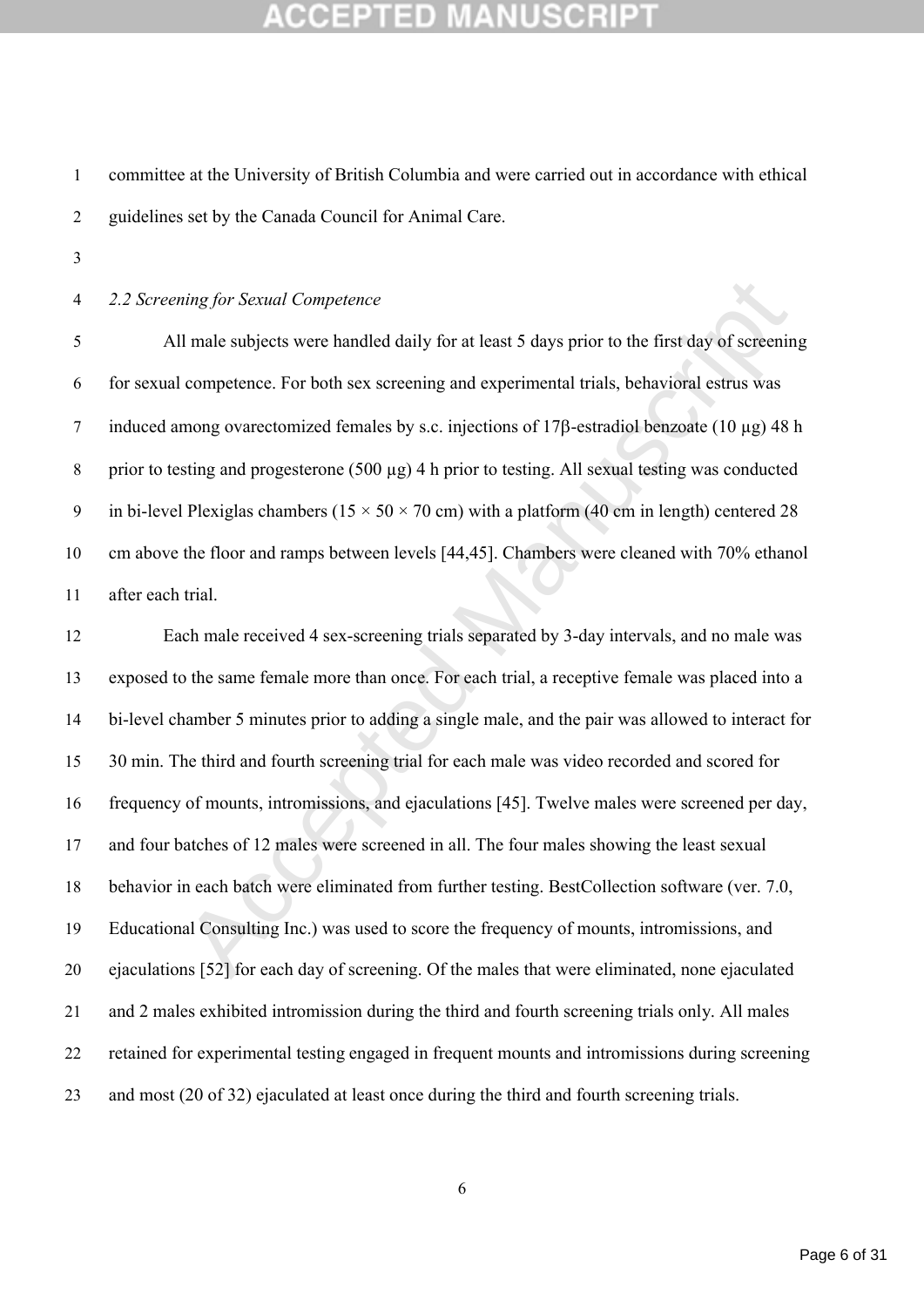committee at the University of British Columbia and were carried out in accordance with ethical guidelines set by the Canada Council for Animal Care.

*2.2 Screening for Sexual Competence*

All male subjects were handled daily for at least 5 days prior to the first day of screening for sexual competence. For both sex screening and experimental trials, behavioral estrus was induced among ovarectomized females by s.c. injections of 17β-estradiol benzoate (10 µg) 48 h prior to testing and progesterone (500 µg) 4 h prior to testing. All sexual testing was conducted in bi-level Plexiglas chambers (15 × 50 × 70 cm) with a platform (40 cm in length) centered 28 cm above the floor and ramps between levels [44,45]. Chambers were cleaned with 70% ethanol after each trial.

Each male received 4 sex-screening trials separated by 3-day intervals, and no male was exposed to the same female more than once. For each trial, a receptive female was placed into a bi-level chamber 5 minutes prior to adding a single male, and the pair was allowed to interact for 30 min. The third and fourth screening trial for each male was video recorded and scored for frequency of mounts, intromissions, and ejaculations [45]. Twelve males were screened per day, and four batches of 12 males were screened in all. The four males showing the least sexual behavior in each batch were eliminated from further testing. BestCollection software (ver. 7.0, Educational Consulting Inc.) was used to score the frequency of mounts, intromissions, and ejaculations [52] for each day of screening. Of the males that were eliminated, none ejaculated and 2 males exhibited intromission during the third and fourth screening trials only. All males retained for experimental testing engaged in frequent mounts and intromissions during screening and most (20 of 32) ejaculated at least once during the third and fourth screening trials.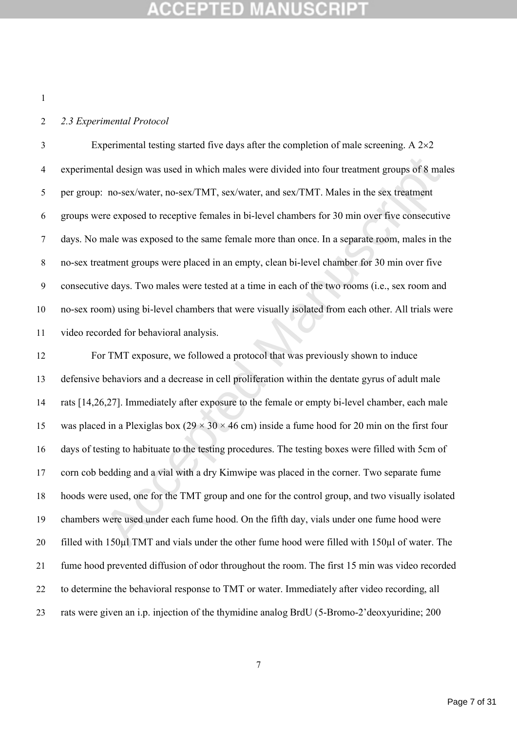*2.3 Experimental Protocol*

Experimental testing started five days after the completion of male screening. A 2×2 experimental design was used in which males were divided into four treatment groups of 8 males per group: no-sex/water, no-sex/TMT, sex/water, and sex/TMT. Males in the sex treatment groups were exposed to receptive females in bi-level chambers for 30 min over five consecutive days. No male was exposed to the same female more than once. In a separate room, males in the no-sex treatment groups were placed in an empty, clean bi-level chamber for 30 min over five consecutive days. Two males were tested at a time in each of the two rooms (i.e., sex room and no-sex room) using bi-level chambers that were visually isolated from each other. All trials were video recorded for behavioral analysis.

For TMT exposure, we followed a protocol that was previously shown to induce defensive behaviors and a decrease in cell proliferation within the dentate gyrus of adult male rats [14,26,27]. Immediately after exposure to the female or empty bi-level chamber, each male was placed in a Plexiglas box (29 × 30 × 46 cm) inside a fume hood for 20 min on the first four days of testing to habituate to the testing procedures. The testing boxes were filled with 5cm of corn cob bedding and a vial with a dry Kimwipe was placed in the corner. Two separate fume hoods were used, one for the TMT group and one for the control group, and two visually isolated chambers were used under each fume hood. On the fifth day, vials under one fume hood were filled with 150μl TMT and vials under the other fume hood were filled with 150μl of water. The fume hood prevented diffusion of odor throughout the room. The first 15 min was video recorded to determine the behavioral response to TMT or water. Immediately after video recording, all rats were given an i.p. injection of the thymidine analog BrdU (5-Bromo-2'deoxyuridine; 200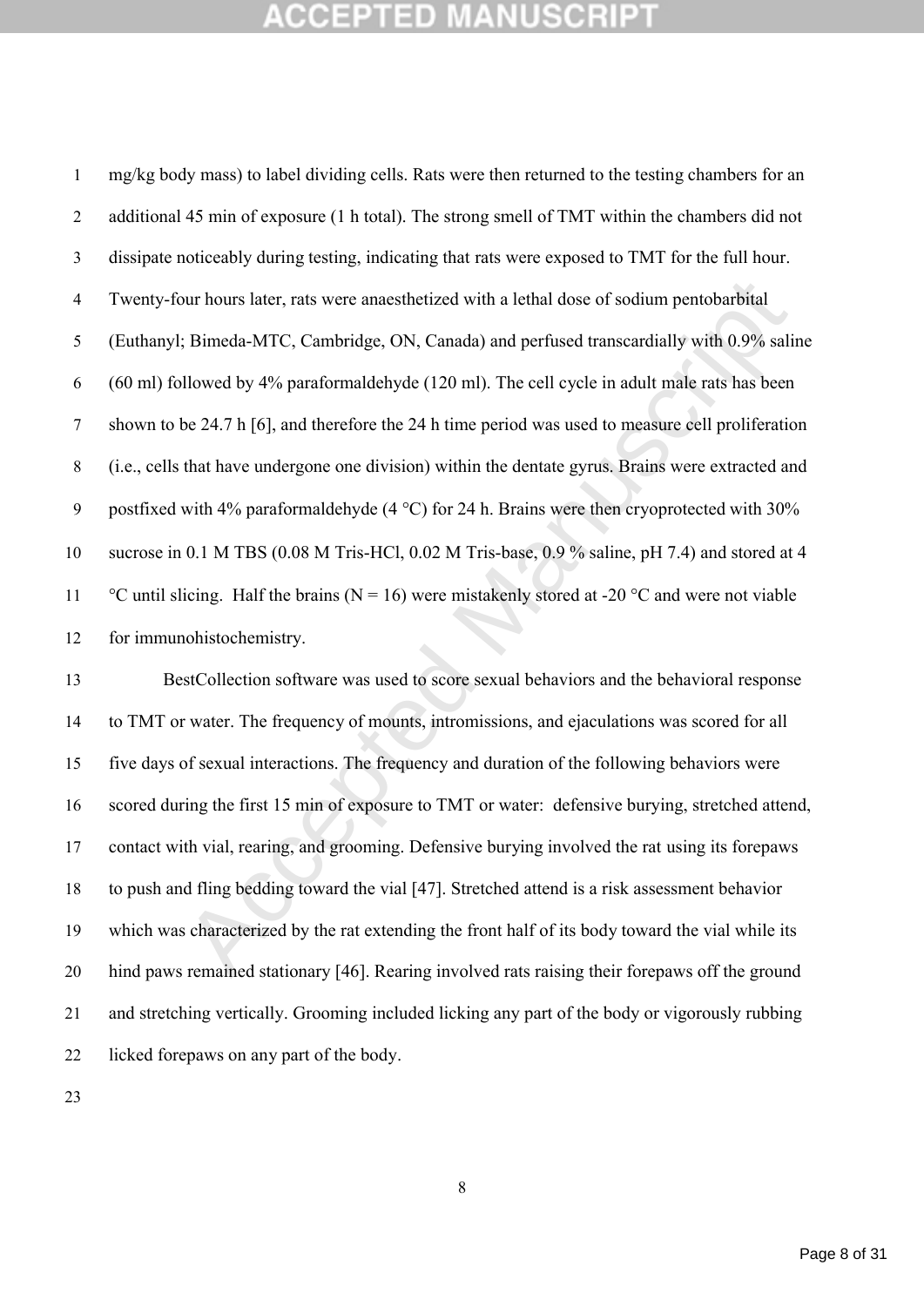mg/kg body mass) to label dividing cells. Rats were then returned to the testing chambers for an additional 45 min of exposure (1 h total). The strong smell of TMT within the chambers did not dissipate noticeably during testing, indicating that rats were exposed to TMT for the full hour. Twenty-four hours later, rats were anaesthetized with a lethal dose of sodium pentobarbital (Euthanyl; Bimeda-MTC, Cambridge, ON, Canada) and perfused transcardially with 0.9% saline (60 ml) followed by 4% paraformaldehyde (120 ml). The cell cycle in adult male rats has been shown to be 24.7 h [6], and therefore the 24 h time period was used to measure cell proliferation (i.e., cells that have undergone one division) within the dentate gyrus. Brains were extracted and postfixed with 4% paraformaldehyde (4 °C) for 24 h. Brains were then cryoprotected with 30% sucrose in 0.1 M TBS (0.08 M Tris-HCl, 0.02 M Tris-base, 0.9 % saline, pH 7.4) and stored at 4 °C until slicing. Half the brains (N = 16) were mistakenly stored at -20 °C and were not viable for immunohistochemistry.

BestCollection software was used to score sexual behaviors and the behavioral response to TMT or water. The frequency of mounts, intromissions, and ejaculations was scored for all five days of sexual interactions. The frequency and duration of the following behaviors were scored during the first 15 min of exposure to TMT or water: defensive burying, stretched attend, contact with vial, rearing, and grooming. Defensive burying involved the rat using its forepaws to push and fling bedding toward the vial [47]. Stretched attend is a risk assessment behavior which was characterized by the rat extending the front half of its body toward the vial while its hind paws remained stationary [46]. Rearing involved rats raising their forepaws off the ground and stretching vertically. Grooming included licking any part of the body or vigorously rubbing licked forepaws on any part of the body.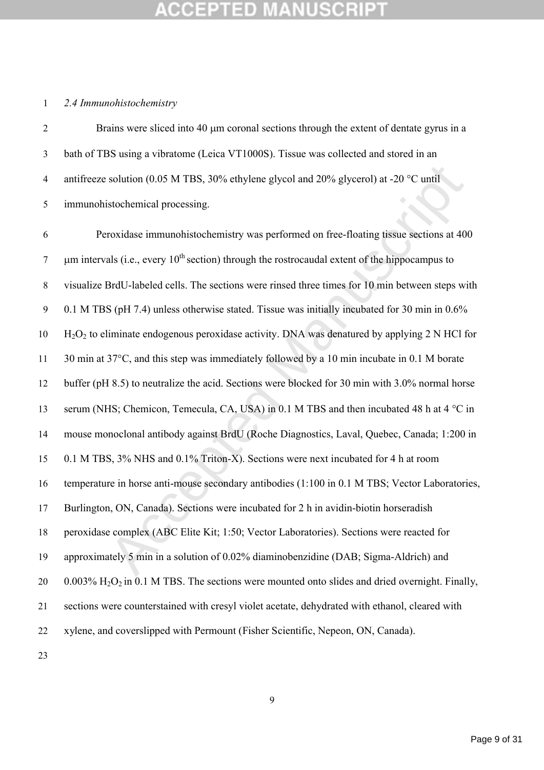*2.4 Immunohistochemistry*

Brains were sliced into 40 μm coronal sections through the extent of dentate gyrus in a bath of TBS using a vibratome (Leica VT1000S). Tissue was collected and stored in an antifreeze solution (0.05 M TBS, 30% ethylene glycol and 20% glycerol) at -20 °C until immunohistochemical processing.

Peroxidase immunohistochemistry was performed on free-floating tissue sections at 400 μm intervals (i.e., every 10th section) through the rostrocaudal extent of the hippocampus to visualize BrdU-labeled cells. The sections were rinsed three times for 10 min between steps with 0.1 M TBS (pH 7.4) unless otherwise stated. Tissue was initially incubated for 30 min in 0.6% $H_2O_2$ to eliminate endogenous peroxidase activity. DNA was denatured by applying 2 N HCl for 30 min at 37°C, and this step was immediately followed by a 10 min incubate in 0.1 M borate buffer (pH 8.5) to neutralize the acid. Sections were blocked for 30 min with 3.0% normal horse serum (NHS; Chemicon, Temecula, CA, USA) in 0.1 M TBS and then incubated 48 h at 4 °C in mouse monoclonal antibody against BrdU (Roche Diagnostics, Laval, Quebec, Canada; 1:200 in 0.1 M TBS, 3% NHS and 0.1% Triton-X). Sections were next incubated for 4 h at room temperature in horse anti-mouse secondary antibodies (1:100 in 0.1 M TBS; Vector Laboratories, Burlington, ON, Canada). Sections were incubated for 2 h in avidin-biotin horseradish peroxidase complex (ABC Elite Kit; 1:50; Vector Laboratories). Sections were reacted for approximately 5 min in a solution of 0.02% diaminobenzidine (DAB; Sigma-Aldrich) and 0.003% $H_2O_2$ in 0.1 M TBS. The sections were mounted onto slides and dried overnight. Finally, sections were counterstained with cresyl violet acetate, dehydrated with ethanol, cleared with xylene, and coverslipped with Permount (Fisher Scientific, Nepeon, ON, Canada).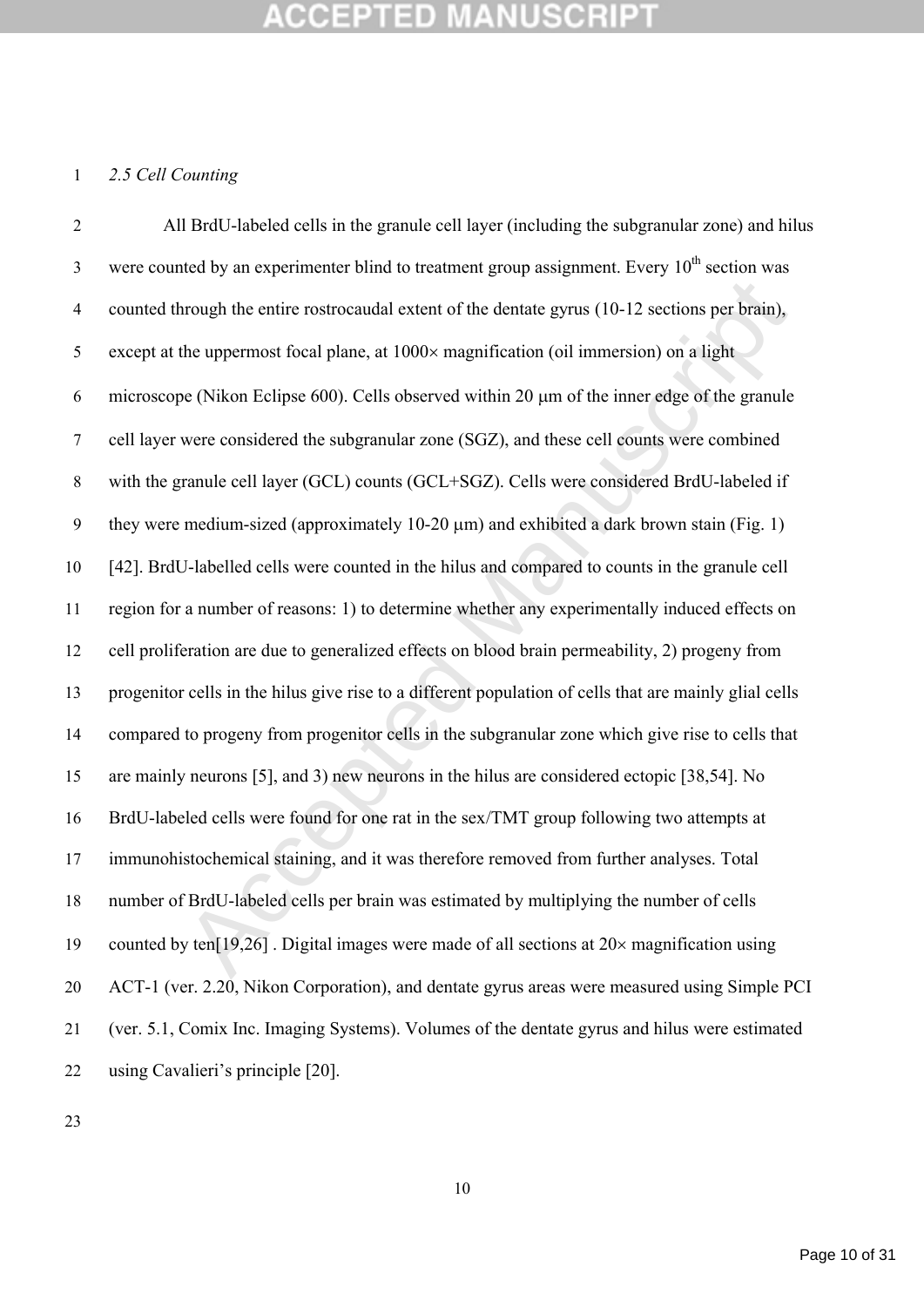*2.5 Cell Counting*

All BrdU-labeled cells in the granule cell layer (including the subgranular zone) and hilus were counted by an experimenter blind to treatment group assignment. Every $10^{th}$ section was counted through the entire rostrocaudal extent of the dentate gyrus (10-12 sections per brain), except at the uppermost focal plane, at 1000× magnification (oil immersion) on a light microscope (Nikon Eclipse 600). Cells observed within 20 μm of the inner edge of the granule cell layer were considered the subgranular zone (SGZ), and these cell counts were combined with the granule cell layer (GCL) counts (GCL+SGZ). Cells were considered BrdU-labeled if they were medium-sized (approximately 10-20 μm) and exhibited a dark brown stain (Fig. 1) [42]. BrdU-labelled cells were counted in the hilus and compared to counts in the granule cell region for a number of reasons: 1) to determine whether any experimentally induced effects on cell proliferation are due to generalized effects on blood brain permeability, 2) progeny from progenitor cells in the hilus give rise to a different population of cells that are mainly glial cells compared to progeny from progenitor cells in the subgranular zone which give rise to cells that are mainly neurons [5], and 3) new neurons in the hilus are considered ectopic [38,54]. No BrdU-labeled cells were found for one rat in the sex/TMT group following two attempts at immunohistochemical staining, and it was therefore removed from further analyses. Total number of BrdU-labeled cells per brain was estimated by multiplying the number of cells counted by ten[19,26] . Digital images were made of all sections at 20× magnification using ACT-1 (ver. 2.20, Nikon Corporation), and dentate gyrus areas were measured using Simple PCI (ver. 5.1, Comix Inc. Imaging Systems). Volumes of the dentate gyrus and hilus were estimated using Cavalieri's principle [20].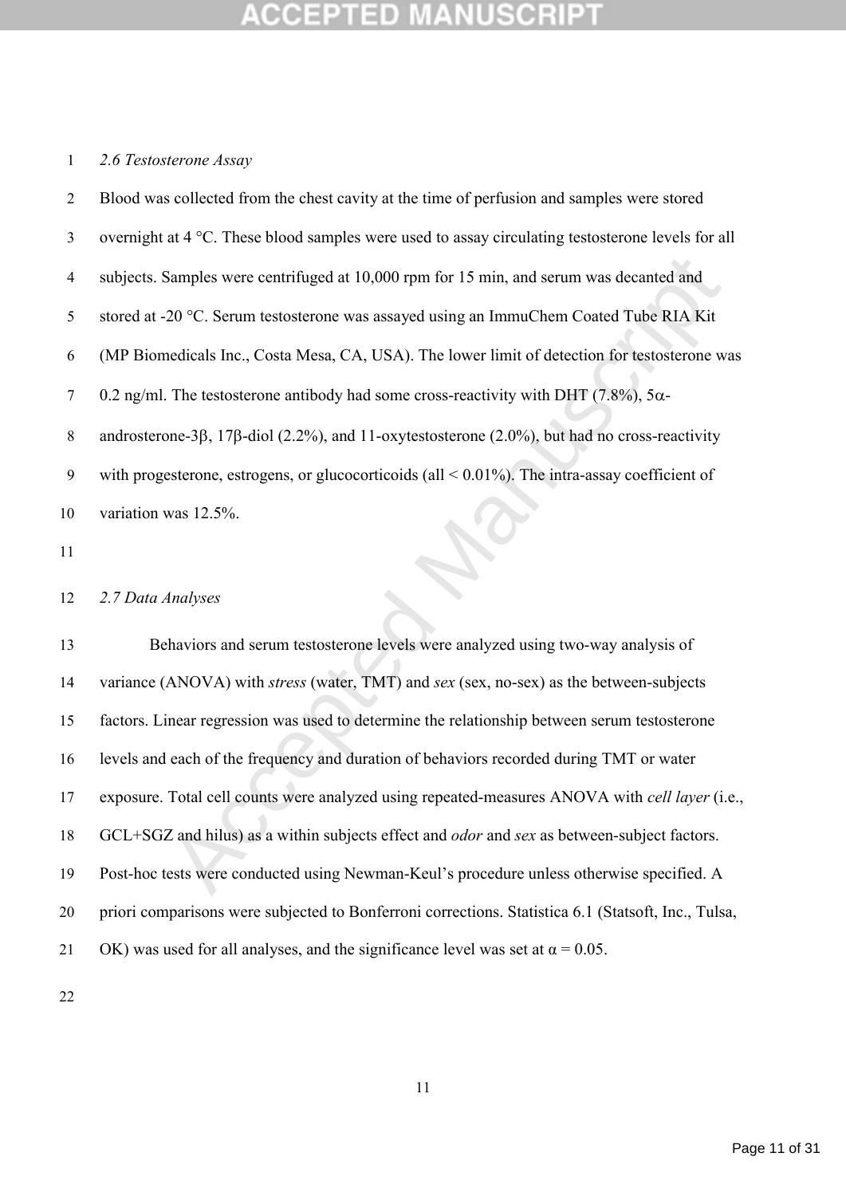### *2.6 Testosterone Assay*

Blood was collected from the chest cavity at the time of perfusion and samples were stored overnight at 4 °C. These blood samples were used to assay circulating testosterone levels for all subjects. Samples were centrifuged at 10,000 rpm for 15 min, and serum was decanted and stored at -20 °C. Serum testosterone was assayed using an ImmuChem Coated Tube RIA Kit (MP Biomedicals Inc., Costa Mesa, CA, USA). The lower limit of detection for testosterone was 0.2 ng/ml. The testosterone antibody had some cross-reactivity with DHT (7.8%), 5$\alpha$-androsterone-3$\beta$, 17$\beta$-diol (2.2%), and 11-oxytestosterone (2.0%), but had no cross-reactivity with progesterone, estrogens, or glucocorticoids (all < 0.01%). The intra-assay coefficient of variation was 12.5%.

### *2.7 Data Analyses*

Behaviors and serum testosterone levels were analyzed using two-way analysis of variance (ANOVA) with *stress* (water, TMT) and *sex* (sex, no-sex) as the between-subjects factors. Linear regression was used to determine the relationship between serum testosterone levels and each of the frequency and duration of behaviors recorded during TMT or water exposure. Total cell counts were analyzed using repeated-measures ANOVA with *cell layer* (i.e., GCL+SGZ and hilus) as a within subjects effect and *odor* and *sex* as between-subject factors. Post-hoc tests were conducted using Newman-Keul's procedure unless otherwise specified. A priori comparisons were subjected to Bonferroni corrections. Statistica 6.1 (Statsoft, Inc., Tulsa, OK) was used for all analyses, and the significance level was set at $\alpha = 0.05$.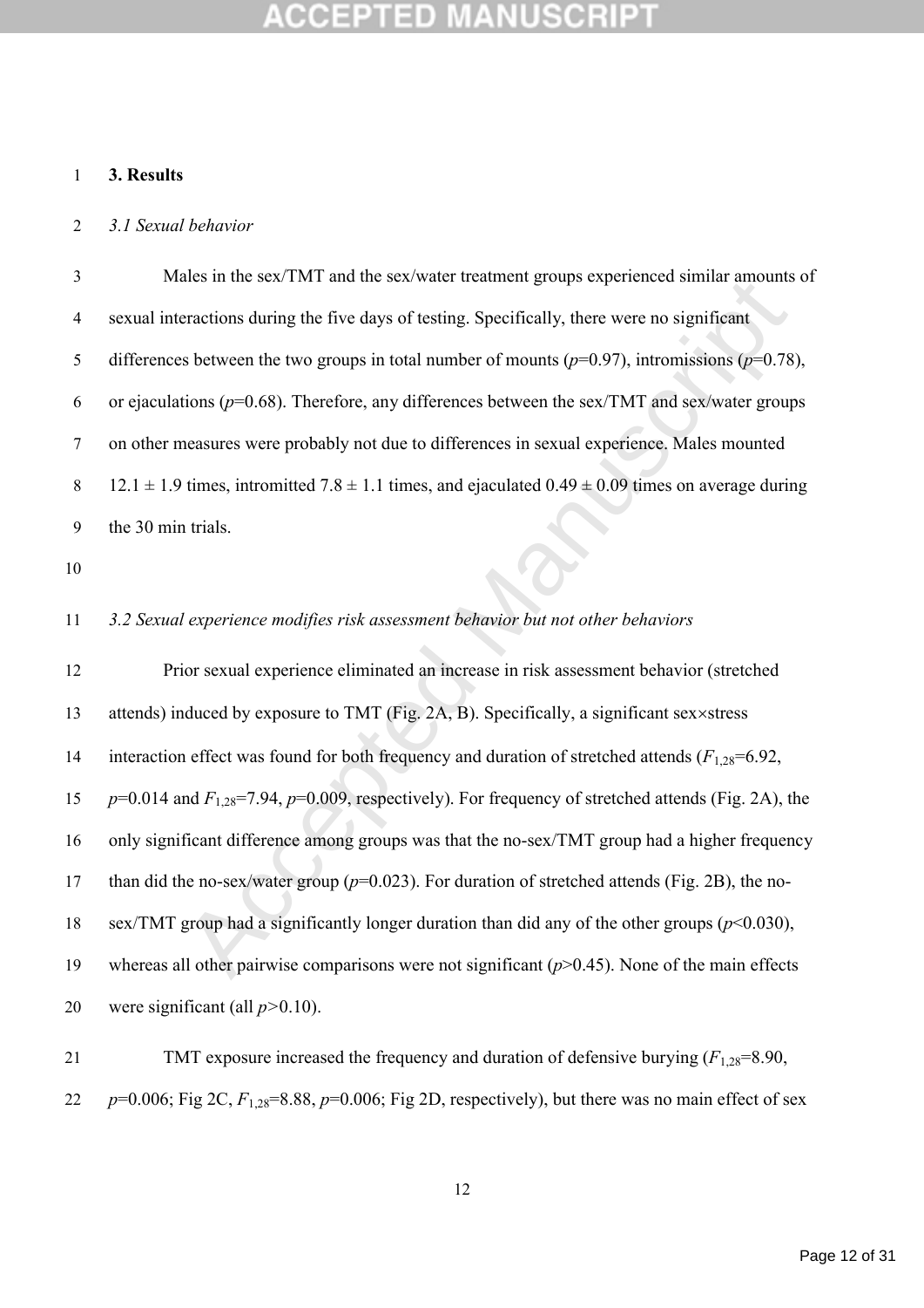# 3. Results

### *3.1 Sexual behavior*

Males in the sex/TMT and the sex/water treatment groups experienced similar amounts of sexual interactions during the five days of testing. Specifically, there were no significant differences between the two groups in total number of mounts ($p$=0.97), intromissions ($p$=0.78), or ejaculations ($p$=0.68). Therefore, any differences between the sex/TMT and sex/water groups on other measures were probably not due to differences in sexual experience. Males mounted 12.1 ± 1.9 times, intromitted 7.8 ± 1.1 times, and ejaculated 0.49 ± 0.09 times on average during the 30 min trials.

### *3.2 Sexual experience modifies risk assessment behavior but not other behaviors*

Prior sexual experience eliminated an increase in risk assessment behavior (stretched attends) induced by exposure to TMT (Fig. 2A, B). Specifically, a significant sex×stress interaction effect was found for both frequency and duration of stretched attends ($F_{1,28}$=6.92, $p$=0.014 and $F_{1,28}$=7.94, $p$=0.009, respectively). For frequency of stretched attends (Fig. 2A), the only significant difference among groups was that the no-sex/TMT group had a higher frequency than did the no-sex/water group ($p$=0.023). For duration of stretched attends (Fig. 2B), the no-sex/TMT group had a significantly longer duration than did any of the other groups ($p$<0.030), whereas all other pairwise comparisons were not significant ($p$>0.45). None of the main effects were significant (all $p$>0.10).

TMT exposure increased the frequency and duration of defensive burying ($F_{1,28}$=8.90, $p$=0.006; Fig 2C, $F_{1,28}$=8.88, $p$=0.006; Fig 2D, respectively), but there was no main effect of sex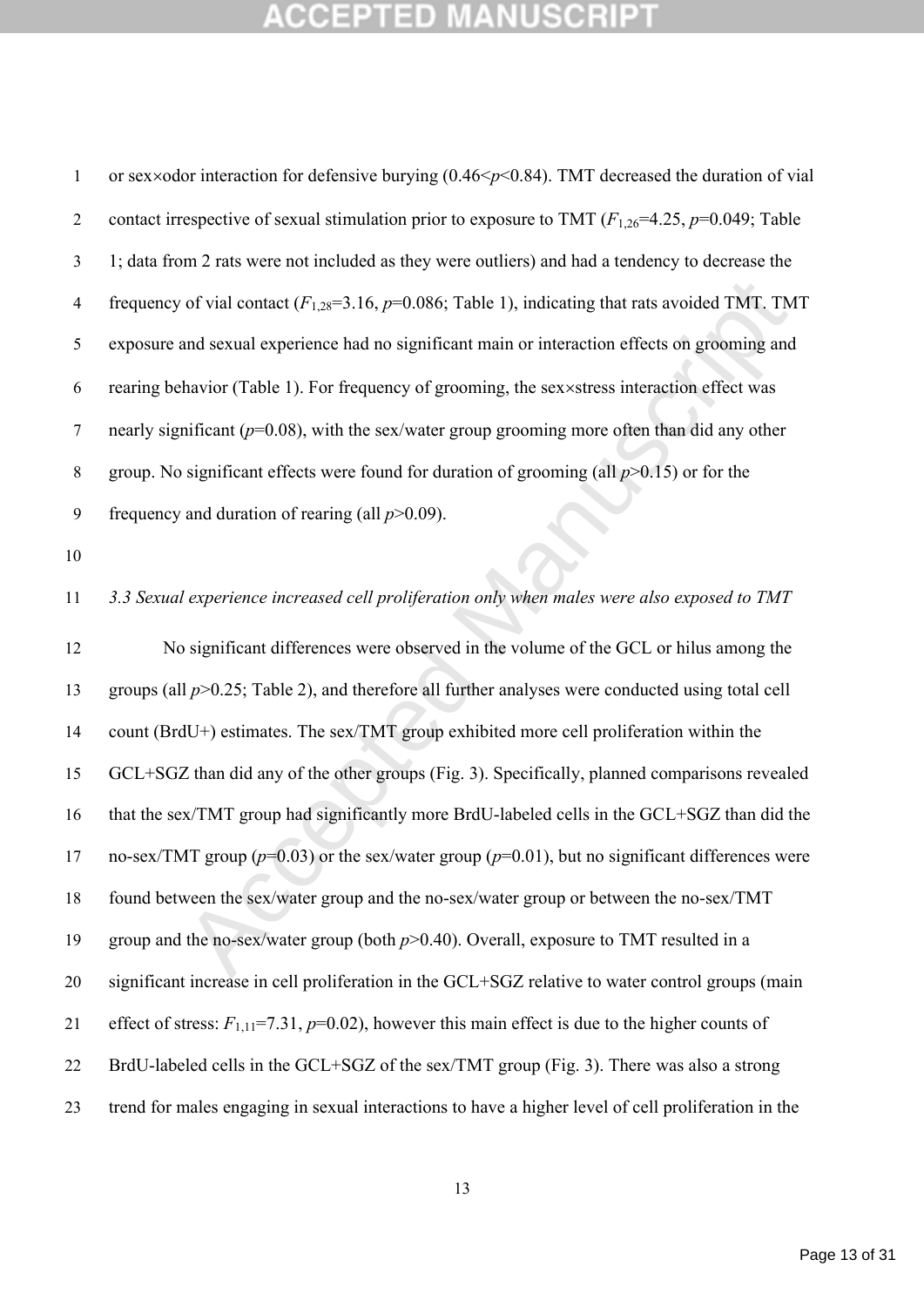or sex×odor interaction for defensive burying ($0.46<p<0.84$). TMT decreased the duration of vial contact irrespective of sexual stimulation prior to exposure to TMT ($F_{1,26}=4.25$, $p=0.049$; Table 1; data from 2 rats were not included as they were outliers) and had a tendency to decrease the frequency of vial contact ($F_{1,28}=3.16$, $p=0.086$; Table 1), indicating that rats avoided TMT. TMT exposure and sexual experience had no significant main or interaction effects on grooming and rearing behavior (Table 1). For frequency of grooming, the sex×stress interaction effect was nearly significant ($p=0.08$), with the sex/water group grooming more often than did any other group. No significant effects were found for duration of grooming (all $p>0.15$) or for the frequency and duration of rearing (all $p>0.09$).

### *3.3 Sexual experience increased cell proliferation only when males were also exposed to TMT*

No significant differences were observed in the volume of the GCL or hilus among the groups (all $p>0.25$; Table 2), and therefore all further analyses were conducted using total cell count (BrdU+) estimates. The sex/TMT group exhibited more cell proliferation within the GCL+SGZ than did any of the other groups (Fig. 3). Specifically, planned comparisons revealed that the sex/TMT group had significantly more BrdU-labeled cells in the GCL+SGZ than did the no-sex/TMT group ($p=0.03$) or the sex/water group ($p=0.01$), but no significant differences were found between the sex/water group and the no-sex/water group or between the no-sex/TMT group and the no-sex/water group (both $p>0.40$). Overall, exposure to TMT resulted in a significant increase in cell proliferation in the GCL+SGZ relative to water control groups (main effect of stress: $F_{1,11}=7.31$, $p=0.02$), however this main effect is due to the higher counts of BrdU-labeled cells in the GCL+SGZ of the sex/TMT group (Fig. 3). There was also a strong trend for males engaging in sexual interactions to have a higher level of cell proliferation in the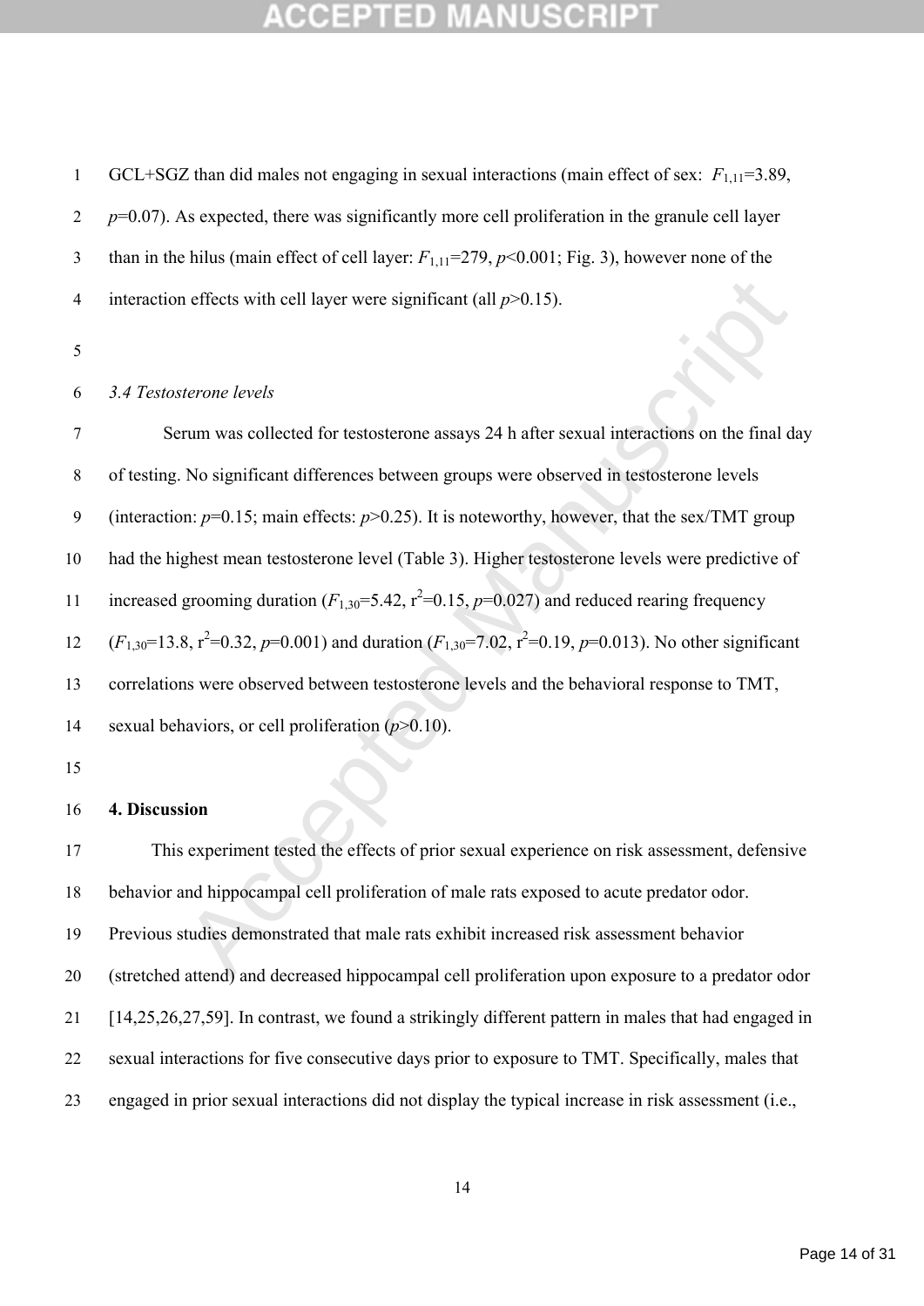GCL+SGZ than did males not engaging in sexual interactions (main effect of sex: $F_{1,11}=3.89$, $p=0.07$). As expected, there was significantly more cell proliferation in the granule cell layer than in the hilus (main effect of cell layer: $F_{1,11}=279$, $p<0.001$; Fig. 3), however none of the interaction effects with cell layer were significant (all $p>0.15$).

*3.4 Testosterone levels*

Serum was collected for testosterone assays 24 h after sexual interactions on the final day of testing. No significant differences between groups were observed in testosterone levels (interaction: $p=0.15$; main effects: $p>0.25$). It is noteworthy, however, that the sex/TMT group had the highest mean testosterone level (Table 3). Higher testosterone levels were predictive of increased grooming duration ($F_{1,30}=5.42$, $r^2=0.15$, $p=0.027$) and reduced rearing frequency ($F_{1,30}=13.8$, $r^2=0.32$, $p=0.001$) and duration ($F_{1,30}=7.02$, $r^2=0.19$, $p=0.013$). No other significant correlations were observed between testosterone levels and the behavioral response to TMT, sexual behaviors, or cell proliferation ($p>0.10$).

## 4. Discussion

This experiment tested the effects of prior sexual experience on risk assessment, defensive behavior and hippocampal cell proliferation of male rats exposed to acute predator odor. Previous studies demonstrated that male rats exhibit increased risk assessment behavior (stretched attend) and decreased hippocampal cell proliferation upon exposure to a predator odor [14,25,26,27,59]. In contrast, we found a strikingly different pattern in males that had engaged in sexual interactions for five consecutive days prior to exposure to TMT. Specifically, males that engaged in prior sexual interactions did not display the typical increase in risk assessment (i.e.,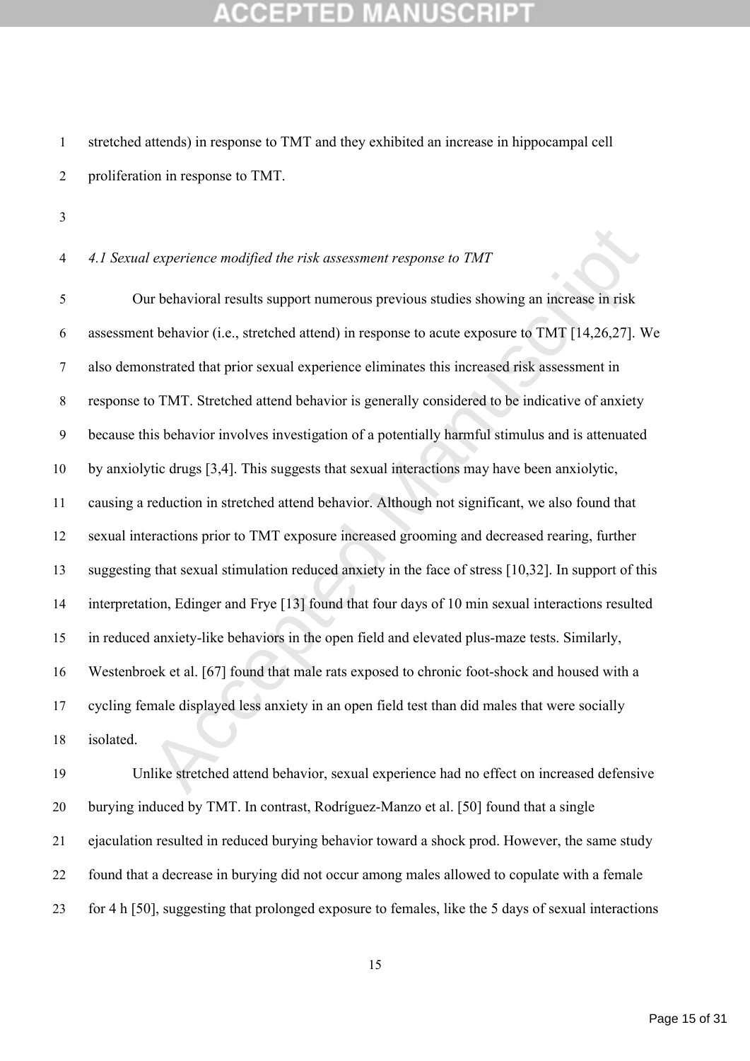stretched attends) in response to TMT and they exhibited an increase in hippocampal cell proliferation in response to TMT.

### *4.1 Sexual experience modified the risk assessment response to TMT*

Our behavioral results support numerous previous studies showing an increase in risk assessment behavior (i.e., stretched attend) in response to acute exposure to TMT [14,26,27]. We also demonstrated that prior sexual experience eliminates this increased risk assessment in response to TMT. Stretched attend behavior is generally considered to be indicative of anxiety because this behavior involves investigation of a potentially harmful stimulus and is attenuated by anxiolytic drugs [3,4]. This suggests that sexual interactions may have been anxiolytic, causing a reduction in stretched attend behavior. Although not significant, we also found that sexual interactions prior to TMT exposure increased grooming and decreased rearing, further suggesting that sexual stimulation reduced anxiety in the face of stress [10,32]. In support of this interpretation, Edinger and Frye [13] found that four days of 10 min sexual interactions resulted in reduced anxiety-like behaviors in the open field and elevated plus-maze tests. Similarly, Westenbroek et al. [67] found that male rats exposed to chronic foot-shock and housed with a cycling female displayed less anxiety in an open field test than did males that were socially isolated.

Unlike stretched attend behavior, sexual experience had no effect on increased defensive burying induced by TMT. In contrast, Rodríguez-Manzo et al. [50] found that a single ejaculation resulted in reduced burying behavior toward a shock prod. However, the same study found that a decrease in burying did not occur among males allowed to copulate with a female for 4 h [50], suggesting that prolonged exposure to females, like the 5 days of sexual interactions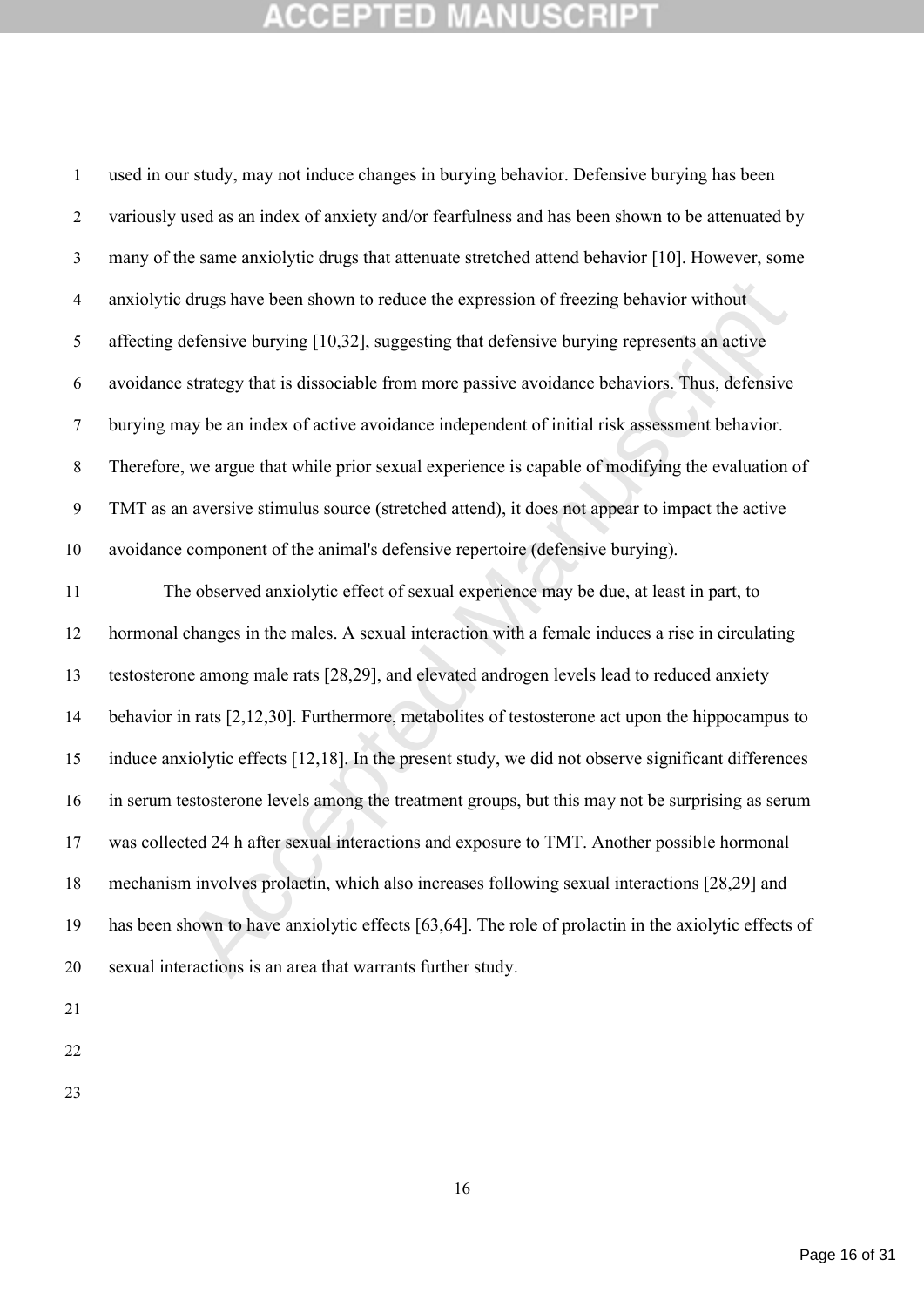used in our study, may not induce changes in burying behavior. Defensive burying has been variously used as an index of anxiety and/or fearfulness and has been shown to be attenuated by many of the same anxiolytic drugs that attenuate stretched attend behavior [10]. However, some anxiolytic drugs have been shown to reduce the expression of freezing behavior without affecting defensive burying [10,32], suggesting that defensive burying represents an active avoidance strategy that is dissociable from more passive avoidance behaviors. Thus, defensive burying may be an index of active avoidance independent of initial risk assessment behavior. Therefore, we argue that while prior sexual experience is capable of modifying the evaluation of TMT as an aversive stimulus source (stretched attend), it does not appear to impact the active avoidance component of the animal's defensive repertoire (defensive burying).

The observed anxiolytic effect of sexual experience may be due, at least in part, to hormonal changes in the males. A sexual interaction with a female induces a rise in circulating testosterone among male rats [28,29], and elevated androgen levels lead to reduced anxiety behavior in rats [2,12,30]. Furthermore, metabolites of testosterone act upon the hippocampus to induce anxiolytic effects [12,18]. In the present study, we did not observe significant differences in serum testosterone levels among the treatment groups, but this may not be surprising as serum was collected 24 h after sexual interactions and exposure to TMT. Another possible hormonal mechanism involves prolactin, which also increases following sexual interactions [28,29] and has been shown to have anxiolytic effects [63,64]. The role of prolactin in the axiolytic effects of sexual interactions is an area that warrants further study.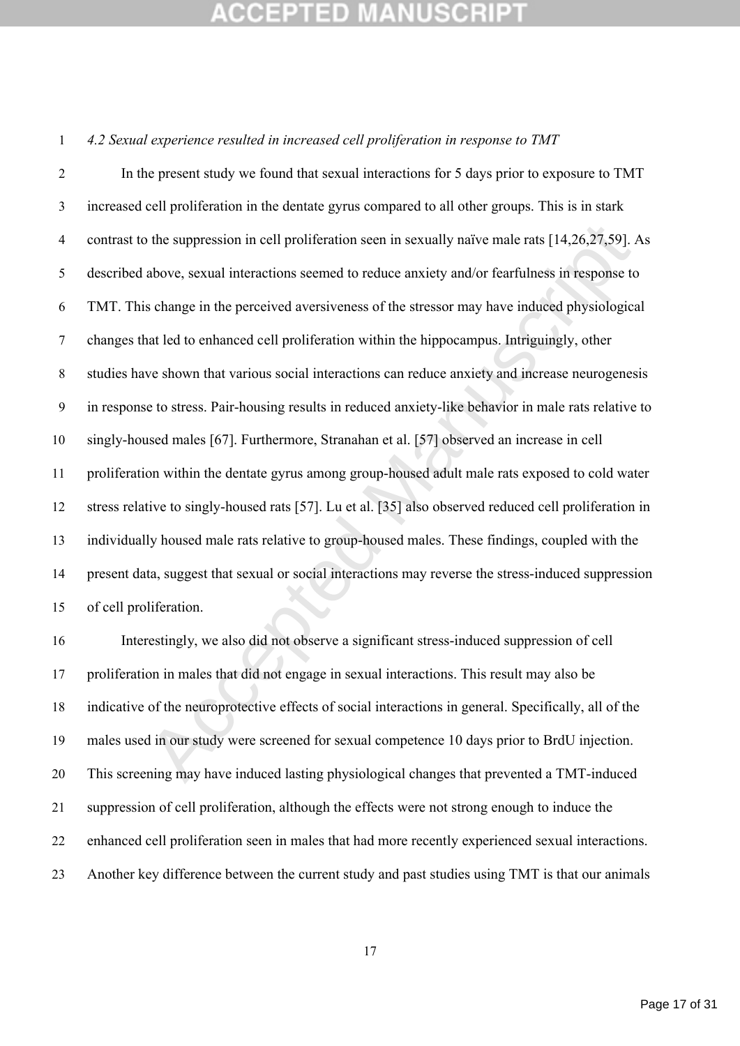*4.2 Sexual experience resulted in increased cell proliferation in response to TMT*

In the present study we found that sexual interactions for 5 days prior to exposure to TMT increased cell proliferation in the dentate gyrus compared to all other groups. This is in stark contrast to the suppression in cell proliferation seen in sexually naïve male rats [14,26,27,59]. As described above, sexual interactions seemed to reduce anxiety and/or fearfulness in response to TMT. This change in the perceived aversiveness of the stressor may have induced physiological changes that led to enhanced cell proliferation within the hippocampus. Intriguingly, other studies have shown that various social interactions can reduce anxiety and increase neurogenesis in response to stress. Pair-housing results in reduced anxiety-like behavior in male rats relative to singly-housed males [67]. Furthermore, Stranahan et al. [57] observed an increase in cell proliferation within the dentate gyrus among group-housed adult male rats exposed to cold water stress relative to singly-housed rats [57]. Lu et al. [35] also observed reduced cell proliferation in individually housed male rats relative to group-housed males. These findings, coupled with the present data, suggest that sexual or social interactions may reverse the stress-induced suppression of cell proliferation.

Interestingly, we also did not observe a significant stress-induced suppression of cell proliferation in males that did not engage in sexual interactions. This result may also be indicative of the neuroprotective effects of social interactions in general. Specifically, all of the males used in our study were screened for sexual competence 10 days prior to BrdU injection. This screening may have induced lasting physiological changes that prevented a TMT-induced suppression of cell proliferation, although the effects were not strong enough to induce the enhanced cell proliferation seen in males that had more recently experienced sexual interactions. Another key difference between the current study and past studies using TMT is that our animals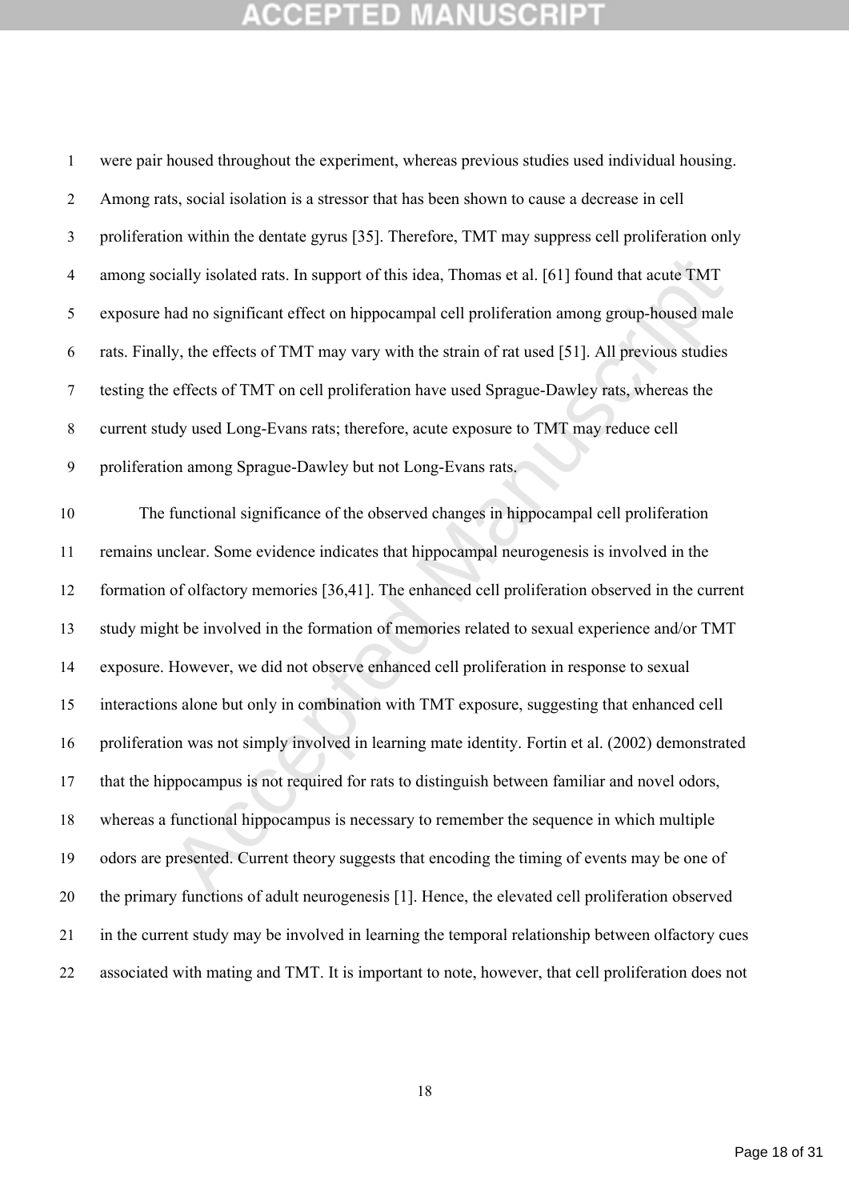were pair housed throughout the experiment, whereas previous studies used individual housing. Among rats, social isolation is a stressor that has been shown to cause a decrease in cell proliferation within the dentate gyrus [35]. Therefore, TMT may suppress cell proliferation only among socially isolated rats. In support of this idea, Thomas et al. [61] found that acute TMT exposure had no significant effect on hippocampal cell proliferation among group-housed male rats. Finally, the effects of TMT may vary with the strain of rat used [51]. All previous studies testing the effects of TMT on cell proliferation have used Sprague-Dawley rats, whereas the current study used Long-Evans rats; therefore, acute exposure to TMT may reduce cell proliferation among Sprague-Dawley but not Long-Evans rats.

The functional significance of the observed changes in hippocampal cell proliferation remains unclear. Some evidence indicates that hippocampal neurogenesis is involved in the formation of olfactory memories [36,41]. The enhanced cell proliferation observed in the current study might be involved in the formation of memories related to sexual experience and/or TMT exposure. However, we did not observe enhanced cell proliferation in response to sexual interactions alone but only in combination with TMT exposure, suggesting that enhanced cell proliferation was not simply involved in learning mate identity. Fortin et al. (2002) demonstrated that the hippocampus is not required for rats to distinguish between familiar and novel odors, whereas a functional hippocampus is necessary to remember the sequence in which multiple odors are presented. Current theory suggests that encoding the timing of events may be one of the primary functions of adult neurogenesis [1]. Hence, the elevated cell proliferation observed in the current study may be involved in learning the temporal relationship between olfactory cues associated with mating and TMT. It is important to note, however, that cell proliferation does not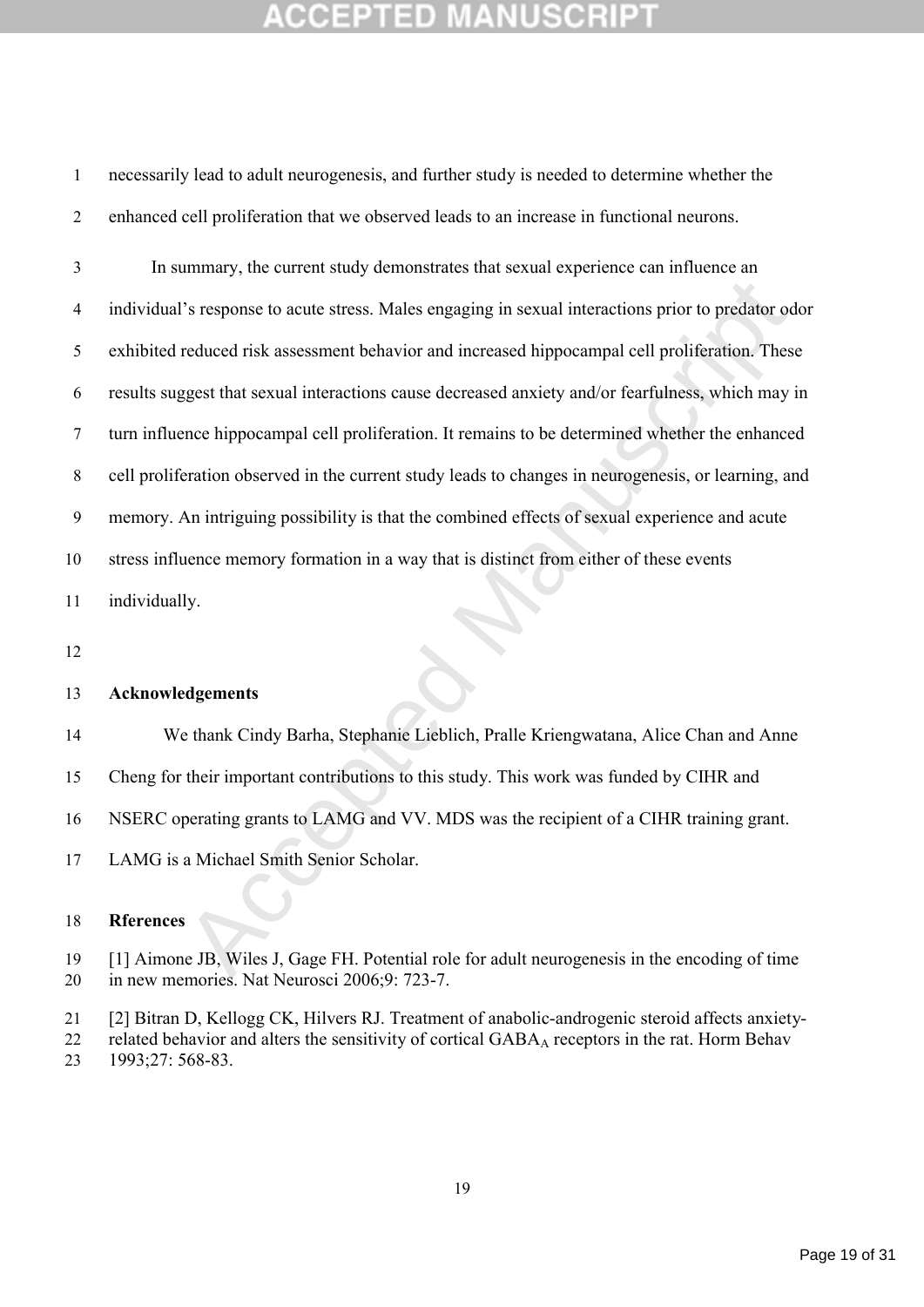necessarily lead to adult neurogenesis, and further study is needed to determine whether the enhanced cell proliferation that we observed leads to an increase in functional neurons.

In summary, the current study demonstrates that sexual experience can influence an individual's response to acute stress. Males engaging in sexual interactions prior to predator odor exhibited reduced risk assessment behavior and increased hippocampal cell proliferation. These results suggest that sexual interactions cause decreased anxiety and/or fearfulness, which may in turn influence hippocampal cell proliferation. It remains to be determined whether the enhanced cell proliferation observed in the current study leads to changes in neurogenesis, or learning, and memory. An intriguing possibility is that the combined effects of sexual experience and acute stress influence memory formation in a way that is distinct from either of these events individually.

**Acknowledgements**

We thank Cindy Barha, Stephanie Lieblich, Pralle Kriengwatana, Alice Chan and Anne Cheng for their important contributions to this study. This work was funded by CIHR and NSERC operating grants to LAMG and VV. MDS was the recipient of a CIHR training grant. LAMG is a Michael Smith Senior Scholar.

**Rferences**

[1] Aimone JB, Wiles J, Gage FH. Potential role for adult neurogenesis in the encoding of time in new memories. Nat Neurosci 2006;9: 723-7.

[2] Bitran D, Kellogg CK, Hilvers RJ. Treatment of anabolic-androgenic steroid affects anxiety-related behavior and alters the sensitivity of cortical $GABA_A$ receptors in the rat. Horm Behav 1993;27: 568-83.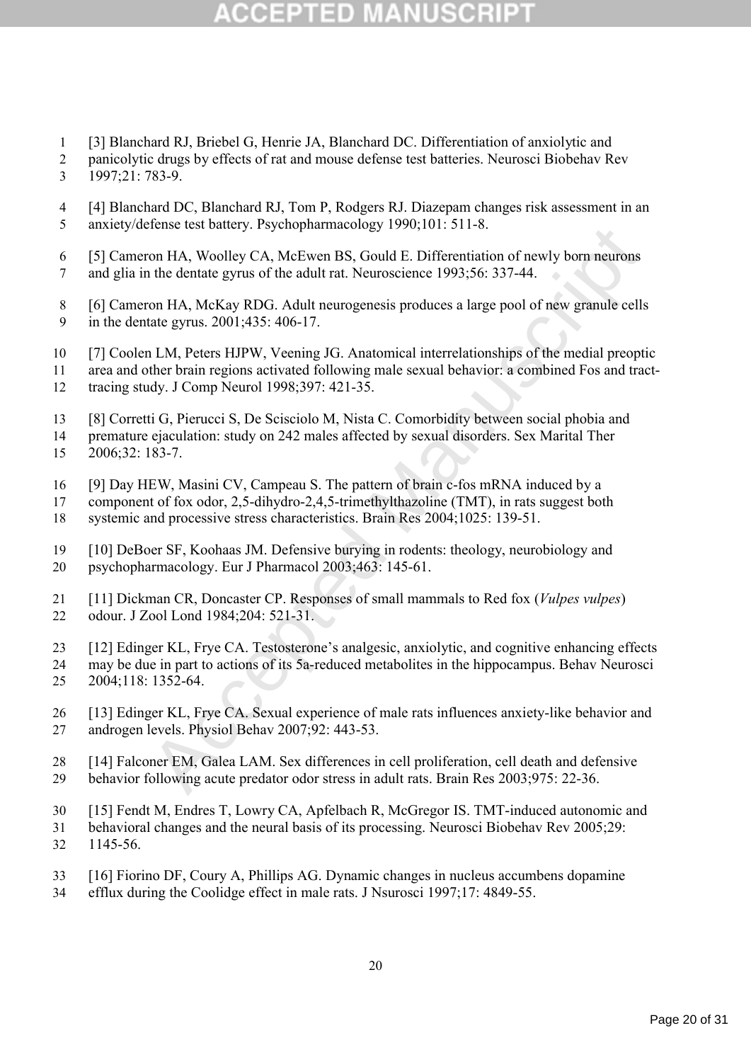[3] Blanchard RJ, Briebel G, Henrie JA, Blanchard DC. Differentiation of anxiolytic and panicolytic drugs by effects of rat and mouse defense test batteries. Neurosci Biobehav Rev 1997;21: 783-9.

[4] Blanchard DC, Blanchard RJ, Tom P, Rodgers RJ. Diazepam changes risk assessment in an anxiety/defense test battery. Psychopharmacology 1990;101: 511-8.

[5] Cameron HA, Woolley CA, McEwen BS, Gould E. Differentiation of newly born neurons and glia in the dentate gyrus of the adult rat. Neuroscience 1993;56: 337-44.

[6] Cameron HA, McKay RDG. Adult neurogenesis produces a large pool of new granule cells in the dentate gyrus. 2001;435: 406-17.

[7] Coolen LM, Peters HJPW, Veening JG. Anatomical interrelationships of the medial preoptic area and other brain regions activated following male sexual behavior: a combined Fos and tract-tracing study. J Comp Neurol 1998;397: 421-35.

[8] Corretti G, Pierucci S, De Scisciolo M, Nista C. Comorbidity between social phobia and premature ejaculation: study on 242 males affected by sexual disorders. Sex Marital Ther 2006;32: 183-7.

[9] Day HEW, Masini CV, Campeau S. The pattern of brain c-fos mRNA induced by a component of fox odor, 2,5-dihydro-2,4,5-trimethylthazoline (TMT), in rats suggest both systemic and processive stress characteristics. Brain Res 2004;1025: 139-51.

[10] DeBoer SF, Koohaas JM. Defensive burying in rodents: theology, neurobiology and psychopharmacology. Eur J Pharmacol 2003;463: 145-61.

[11] Dickman CR, Doncaster CP. Responses of small mammals to Red fox (*Vulpes vulpes*) odour. J Zool Lond 1984;204: 521-31.

[12] Edinger KL, Frye CA. Testosterone's analgesic, anxiolytic, and cognitive enhancing effects may be due in part to actions of its 5a-reduced metabolites in the hippocampus. Behav Neurosci 2004;118: 1352-64.

[13] Edinger KL, Frye CA. Sexual experience of male rats influences anxiety-like behavior and androgen levels. Physiol Behav 2007;92: 443-53.

[14] Falconer EM, Galea LAM. Sex differences in cell proliferation, cell death and defensive behavior following acute predator odor stress in adult rats. Brain Res 2003;975: 22-36.

[15] Fendt M, Endres T, Lowry CA, Apfelbach R, McGregor IS. TMT-induced autonomic and behavioral changes and the neural basis of its processing. Neurosci Biobehav Rev 2005;29: 1145-56.

[16] Fiorino DF, Coury A, Phillips AG. Dynamic changes in nucleus accumbens dopamine efflux during the Coolidge effect in male rats. J Nsurosci 1997;17: 4849-55.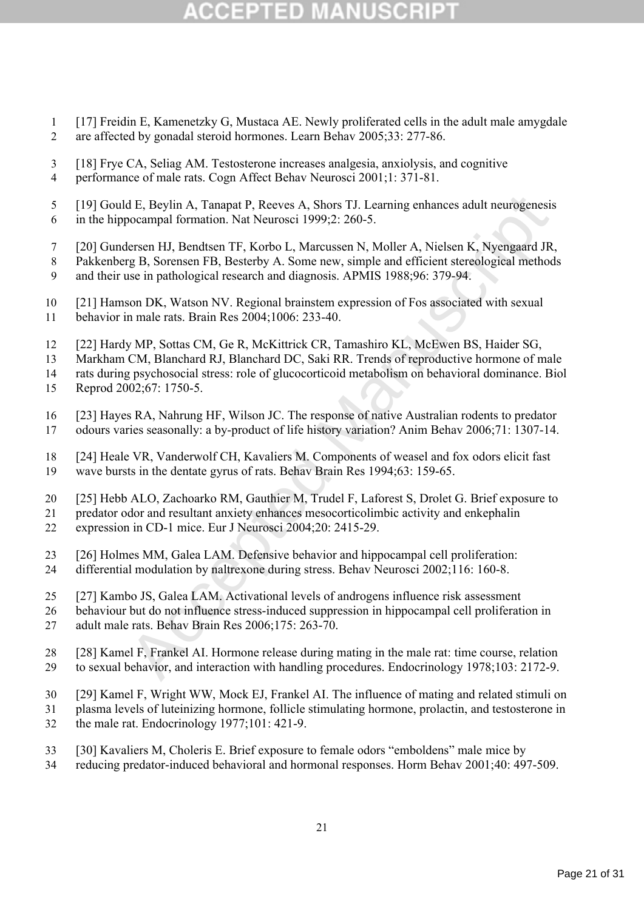[17] Freidin E, Kamenetzky G, Mustaca AE. Newly proliferated cells in the adult male amygdale are affected by gonadal steroid hormones. Learn Behav 2005;33: 277-86.

[18] Frye CA, Seliag AM. Testosterone increases analgesia, anxiolysis, and cognitive performance of male rats. Cogn Affect Behav Neurosci 2001;1: 371-81.

[19] Gould E, Beylin A, Tanapat P, Reeves A, Shors TJ. Learning enhances adult neurogenesis in the hippocampal formation. Nat Neurosci 1999;2: 260-5.

[20] Gundersen HJ, Bendtsen TF, Korbo L, Marcussen N, Moller A, Nielsen K, Nyengaard JR, Pakkenberg B, Sorensen FB, Besterby A. Some new, simple and efficient stereological methods and their use in pathological research and diagnosis. APMIS 1988;96: 379-94.

[21] Hamson DK, Watson NV. Regional brainstem expression of Fos associated with sexual behavior in male rats. Brain Res 2004;1006: 233-40.

[22] Hardy MP, Sottas CM, Ge R, McKittrick CR, Tamashiro KL, McEwen BS, Haider SG, Markham CM, Blanchard RJ, Blanchard DC, Saki RR. Trends of reproductive hormone of male rats during psychosocial stress: role of glucocorticoid metabolism on behavioral dominance. Biol Reprod 2002;67: 1750-5.

[23] Hayes RA, Nahrung HF, Wilson JC. The response of native Australian rodents to predator odours varies seasonally: a by-product of life history variation? Anim Behav 2006;71: 1307-14.

[24] Heale VR, Vanderwolf CH, Kavaliers M. Components of weasel and fox odors elicit fast wave bursts in the dentate gyrus of rats. Behav Brain Res 1994;63: 159-65.

[25] Hebb ALO, Zachoarko RM, Gauthier M, Trudel F, Laforest S, Drolet G. Brief exposure to predator odor and resultant anxiety enhances mesocorticolimbic activity and enkephalin expression in CD-1 mice. Eur J Neurosci 2004;20: 2415-29.

[26] Holmes MM, Galea LAM. Defensive behavior and hippocampal cell proliferation: differential modulation by naltrexone during stress. Behav Neurosci 2002;116: 160-8.

[27] Kambo JS, Galea LAM. Activational levels of androgens influence risk assessment behaviour but do not influence stress-induced suppression in hippocampal cell proliferation in adult male rats. Behav Brain Res 2006;175: 263-70.

[28] Kamel F, Frankel AI. Hormone release during mating in the male rat: time course, relation to sexual behavior, and interaction with handling procedures. Endocrinology 1978;103: 2172-9.

[29] Kamel F, Wright WW, Mock EJ, Frankel AI. The influence of mating and related stimuli on plasma levels of luteinizing hormone, follicle stimulating hormone, prolactin, and testosterone in the male rat. Endocrinology 1977;101: 421-9.

[30] Kavaliers M, Choleris E. Brief exposure to female odors "emboldens" male mice by reducing predator-induced behavioral and hormonal responses. Horm Behav 2001;40: 497-509.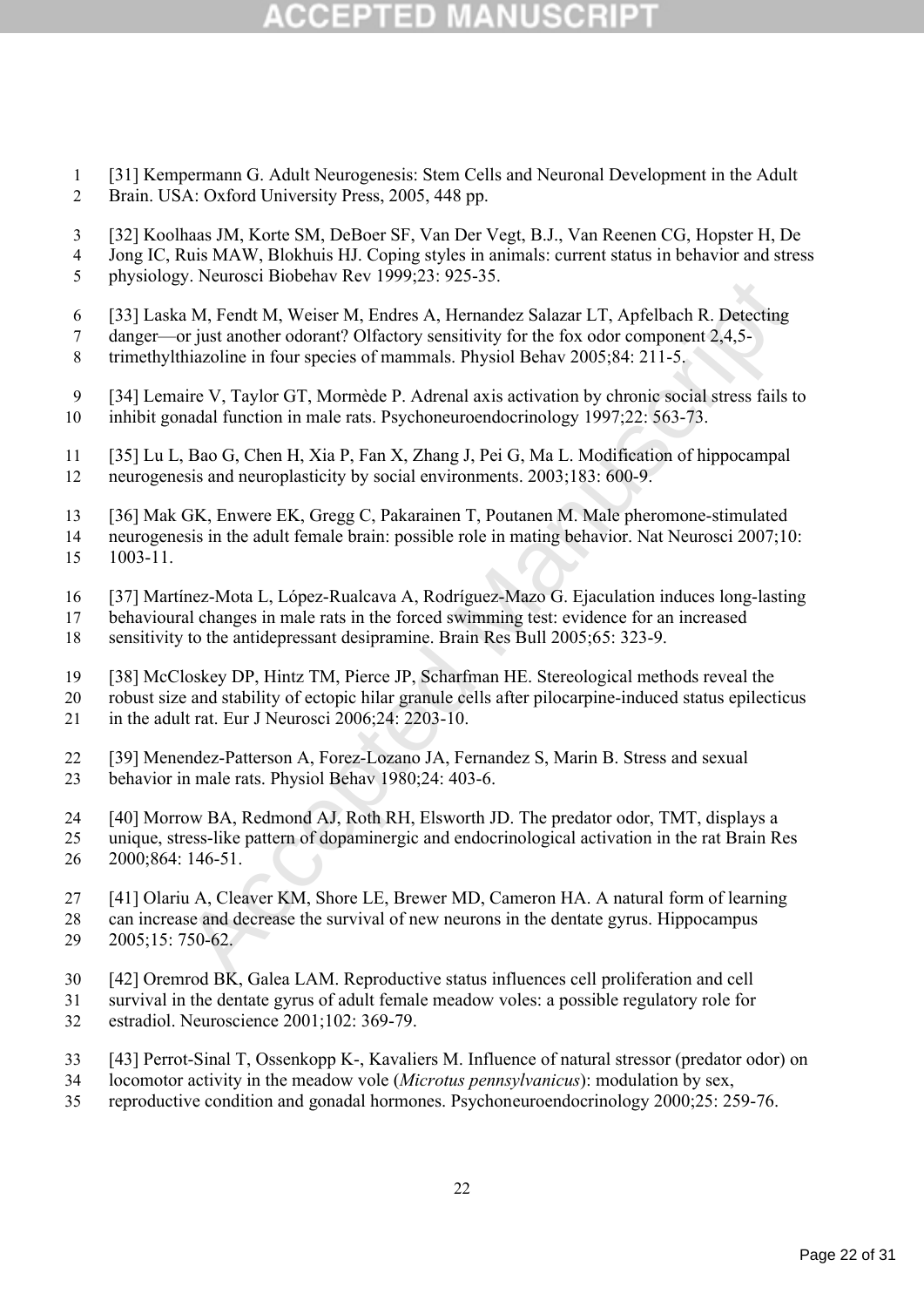[31] Kempermann G. Adult Neurogenesis: Stem Cells and Neuronal Development in the Adult Brain. USA: Oxford University Press, 2005, 448 pp.

[32] Koolhaas JM, Korte SM, DeBoer SF, Van Der Vegt, B.J., Van Reenen CG, Hopster H, De Jong IC, Ruis MAW, Blokhuis HJ. Coping styles in animals: current status in behavior and stress physiology. Neurosci Biobehav Rev 1999;23: 925-35.

[33] Laska M, Fendt M, Weiser M, Endres A, Hernandez Salazar LT, Apfelbach R. Detecting danger—or just another odorant? Olfactory sensitivity for the fox odor component 2,4,5-trimethylthiazoline in four species of mammals. Physiol Behav 2005;84: 211-5.

[34] Lemaire V, Taylor GT, Mormède P. Adrenal axis activation by chronic social stress fails to inhibit gonadal function in male rats. Psychoneuroendocrinology 1997;22: 563-73.

[35] Lu L, Bao G, Chen H, Xia P, Fan X, Zhang J, Pei G, Ma L. Modification of hippocampal neurogenesis and neuroplasticity by social environments. 2003;183: 600-9.

[36] Mak GK, Enwere EK, Gregg C, Pakarainen T, Poutanen M. Male pheromone-stimulated neurogenesis in the adult female brain: possible role in mating behavior. Nat Neurosci 2007;10: 1003-11.

[37] Martínez-Mota L, López-Rualcava A, Rodríguez-Mazo G. Ejaculation induces long-lasting behavioural changes in male rats in the forced swimming test: evidence for an increased sensitivity to the antidepressant desipramine. Brain Res Bull 2005;65: 323-9.

[38] McCloskey DP, Hintz TM, Pierce JP, Scharfman HE. Stereological methods reveal the robust size and stability of ectopic hilar granule cells after pilocarpine-induced status epilecticus in the adult rat. Eur J Neurosci 2006;24: 2203-10.

[39] Menendez-Patterson A, Forez-Lozano JA, Fernandez S, Marin B. Stress and sexual behavior in male rats. Physiol Behav 1980;24: 403-6.

[40] Morrow BA, Redmond AJ, Roth RH, Elsworth JD. The predator odor, TMT, displays a unique, stress-like pattern of dopaminergic and endocrinological activation in the rat Brain Res 2000;864: 146-51.

[41] Olariu A, Cleaver KM, Shore LE, Brewer MD, Cameron HA. A natural form of learning can increase and decrease the survival of new neurons in the dentate gyrus. Hippocampus 2005;15: 750-62.

[42] Oremrod BK, Galea LAM. Reproductive status influences cell proliferation and cell survival in the dentate gyrus of adult female meadow voles: a possible regulatory role for estradiol. Neuroscience 2001;102: 369-79.

[43] Perrot-Sinal T, Ossenkopp K-, Kavaliers M. Influence of natural stressor (predator odor) on locomotor activity in the meadow vole (*Microtus pennsylvanicus*): modulation by sex, reproductive condition and gonadal hormones. Psychoneuroendocrinology 2000;25: 259-76.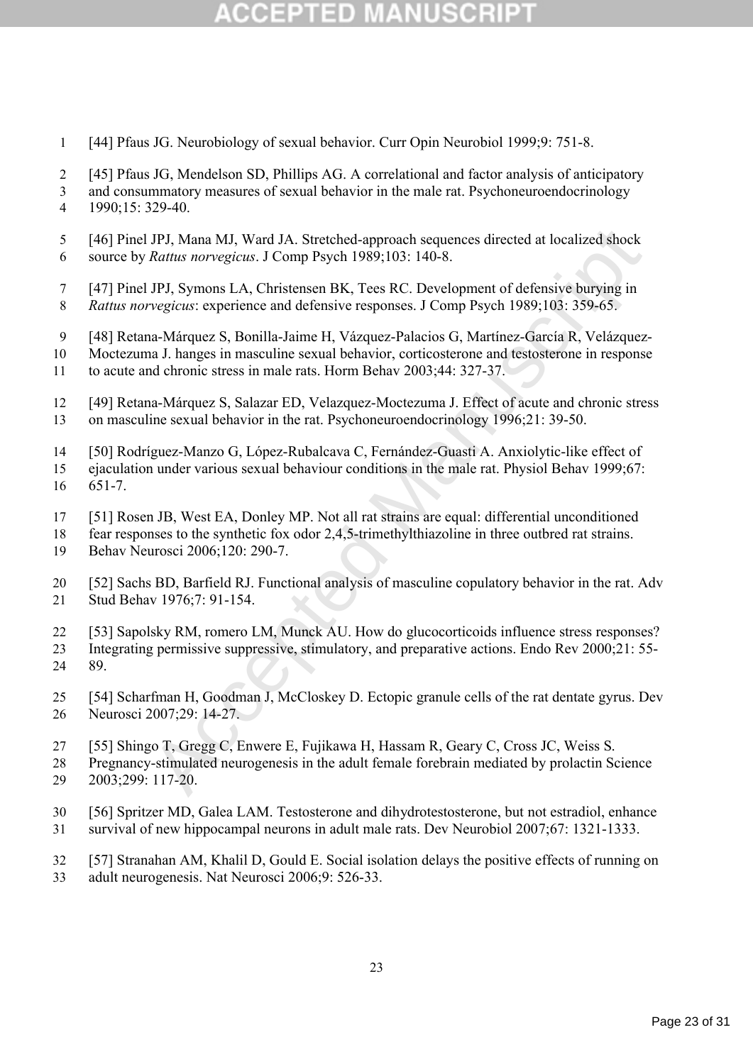[44] Pfaus JG. Neurobiology of sexual behavior. Curr Opin Neurobiol 1999;9: 751-8.

[45] Pfaus JG, Mendelson SD, Phillips AG. A correlational and factor analysis of anticipatory and consummatory measures of sexual behavior in the male rat. Psychoneuroendocrinology 1990;15: 329-40.

[46] Pinel JPJ, Mana MJ, Ward JA. Stretched-approach sequences directed at localized shock source by *Rattus norvegicus*. J Comp Psych 1989;103: 140-8.

[47] Pinel JPJ, Symons LA, Christensen BK, Tees RC. Development of defensive burying in *Rattus norvegicus*: experience and defensive responses. J Comp Psych 1989;103: 359-65.

[48] Retana-Márquez S, Bonilla-Jaime H, Vázquez-Palacios G, Martínez-García R, Velázquez-Moctezuma J. hanges in masculine sexual behavior, corticosterone and testosterone in response to acute and chronic stress in male rats. Horm Behav 2003;44: 327-37.

[49] Retana-Márquez S, Salazar ED, Velazquez-Moctezuma J. Effect of acute and chronic stress on masculine sexual behavior in the rat. Psychoneuroendocrinology 1996;21: 39-50.

[50] Rodríguez-Manzo G, López-Rubalcava C, Fernández-Guasti A. Anxiolytic-like effect of ejaculation under various sexual behaviour conditions in the male rat. Physiol Behav 1999;67: 651-7.

[51] Rosen JB, West EA, Donley MP. Not all rat strains are equal: differential unconditioned fear responses to the synthetic fox odor 2,4,5-trimethylthiazoline in three outbred rat strains. Behav Neurosci 2006;120: 290-7.

[52] Sachs BD, Barfield RJ. Functional analysis of masculine copulatory behavior in the rat. Adv Stud Behav 1976;7: 91-154.

[53] Sapolsky RM, romero LM, Munck AU. How do glucocorticoids influence stress responses? Integrating permissive suppressive, stimulatory, and preparative actions. Endo Rev 2000;21: 55-89.

[54] Scharfman H, Goodman J, McCloskey D. Ectopic granule cells of the rat dentate gyrus. Dev Neurosci 2007;29: 14-27.

[55] Shingo T, Gregg C, Enwere E, Fujikawa H, Hassam R, Geary C, Cross JC, Weiss S. Pregnancy-stimulated neurogenesis in the adult female forebrain mediated by prolactin Science 2003;299: 117-20.

[56] Spritzer MD, Galea LAM. Testosterone and dihydrotestosterone, but not estradiol, enhance survival of new hippocampal neurons in adult male rats. Dev Neurobiol 2007;67: 1321-1333.

[57] Stranahan AM, Khalil D, Gould E. Social isolation delays the positive effects of running on adult neurogenesis. Nat Neurosci 2006;9: 526-33.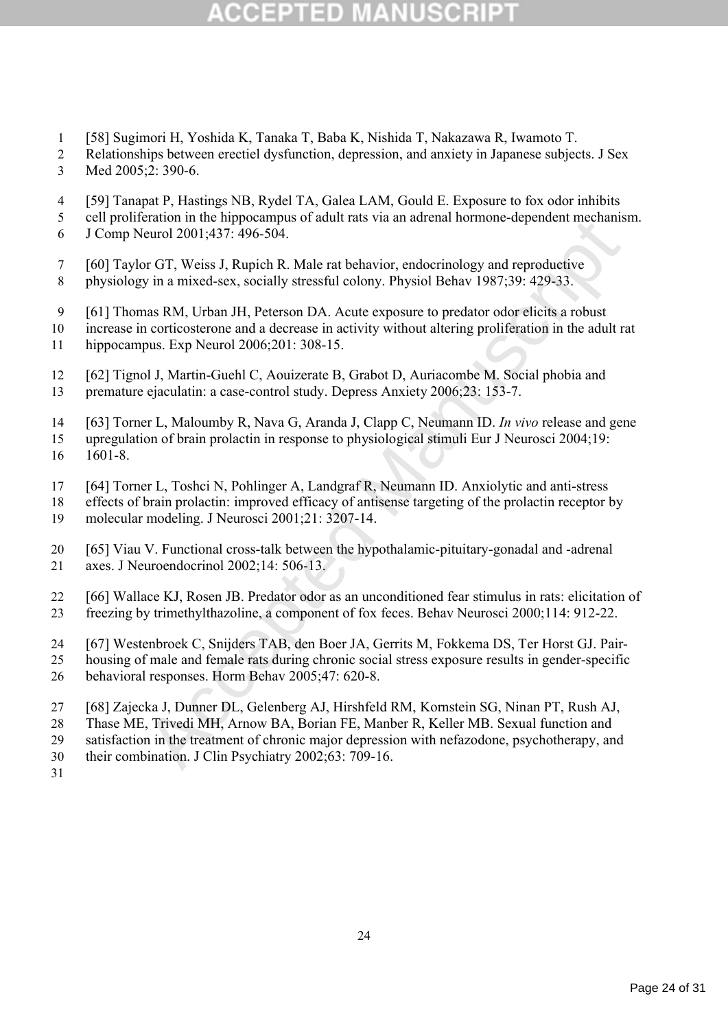[58] Sugimori H, Yoshida K, Tanaka T, Baba K, Nishida T, Nakazawa R, Iwamoto T. Relationships between erectiel dysfunction, depression, and anxiety in Japanese subjects. J Sex Med 2005;2: 390-6.

[59] Tanapat P, Hastings NB, Rydel TA, Galea LAM, Gould E. Exposure to fox odor inhibits cell proliferation in the hippocampus of adult rats via an adrenal hormone-dependent mechanism. J Comp Neurol 2001;437: 496-504.

[60] Taylor GT, Weiss J, Rupich R. Male rat behavior, endocrinology and reproductive physiology in a mixed-sex, socially stressful colony. Physiol Behav 1987;39: 429-33.

[61] Thomas RM, Urban JH, Peterson DA. Acute exposure to predator odor elicits a robust increase in corticosterone and a decrease in activity without altering proliferation in the adult rat hippocampus. Exp Neurol 2006;201: 308-15.

[62] Tignol J, Martin-Guehl C, Aouizerate B, Grabot D, Auriacombe M. Social phobia and premature ejaculatin: a case-control study. Depress Anxiety 2006;23: 153-7.

[63] Torner L, Maloumby R, Nava G, Aranda J, Clapp C, Neumann ID. *In vivo* release and gene upregulation of brain prolactin in response to physiological stimuli Eur J Neurosci 2004;19: 1601-8.

[64] Torner L, Toshci N, Pohlinger A, Landgraf R, Neumann ID. Anxiolytic and anti-stress effects of brain prolactin: improved efficacy of antisense targeting of the prolactin receptor by molecular modeling. J Neurosci 2001;21: 3207-14.

[65] Viau V. Functional cross-talk between the hypothalamic-pituitary-gonadal and -adrenal axes. J Neuroendocrinol 2002;14: 506-13.

[66] Wallace KJ, Rosen JB. Predator odor as an unconditioned fear stimulus in rats: elicitation of freezing by trimethylthazoline, a component of fox feces. Behav Neurosci 2000;114: 912-22.

[67] Westenbroek C, Snijders TAB, den Boer JA, Gerrits M, Fokkema DS, Ter Horst GJ. Pair-housing of male and female rats during chronic social stress exposure results in gender-specific behavioral responses. Horm Behav 2005;47: 620-8.

[68] Zajecka J, Dunner DL, Gelenberg AJ, Hirshfeld RM, Kornstein SG, Ninan PT, Rush AJ, Thase ME, Trivedi MH, Arnow BA, Borian FE, Manber R, Keller MB. Sexual function and satisfaction in the treatment of chronic major depression with nefazodone, psychotherapy, and their combination. J Clin Psychiatry 2002;63: 709-16.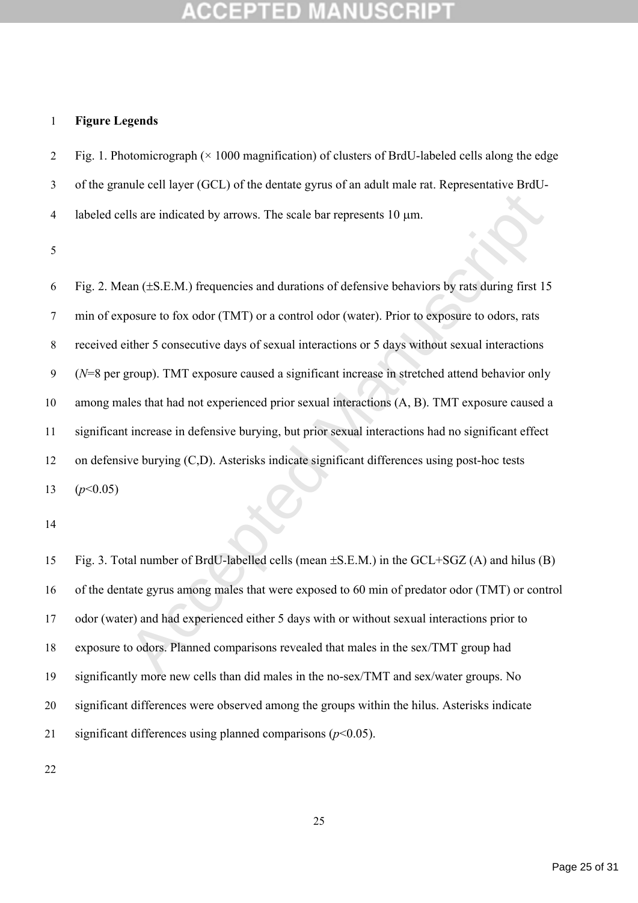## Figure Legends

Fig. 1. Photomicrograph (× 1000 magnification) of clusters of BrdU-labeled cells along the edge of the granule cell layer (GCL) of the dentate gyrus of an adult male rat. Representative BrdU-labeled cells are indicated by arrows. The scale bar represents 10 μm.

Fig. 2. Mean (±S.E.M.) frequencies and durations of defensive behaviors by rats during first 15 min of exposure to fox odor (TMT) or a control odor (water). Prior to exposure to odors, rats received either 5 consecutive days of sexual interactions or 5 days without sexual interactions (*N*=8 per group). TMT exposure caused a significant increase in stretched attend behavior only among males that had not experienced prior sexual interactions (A, B). TMT exposure caused a significant increase in defensive burying, but prior sexual interactions had no significant effect on defensive burying (C,D). Asterisks indicate significant differences using post-hoc tests ($p<0.05$)

Fig. 3. Total number of BrdU-labelled cells (mean ±S.E.M.) in the GCL+SGZ (A) and hilus (B) of the dentate gyrus among males that were exposed to 60 min of predator odor (TMT) or control odor (water) and had experienced either 5 days with or without sexual interactions prior to exposure to odors. Planned comparisons revealed that males in the sex/TMT group had significantly more new cells than did males in the no-sex/TMT and sex/water groups. No significant differences were observed among the groups within the hilus. Asterisks indicate significant differences using planned comparisons ($p<0.05$).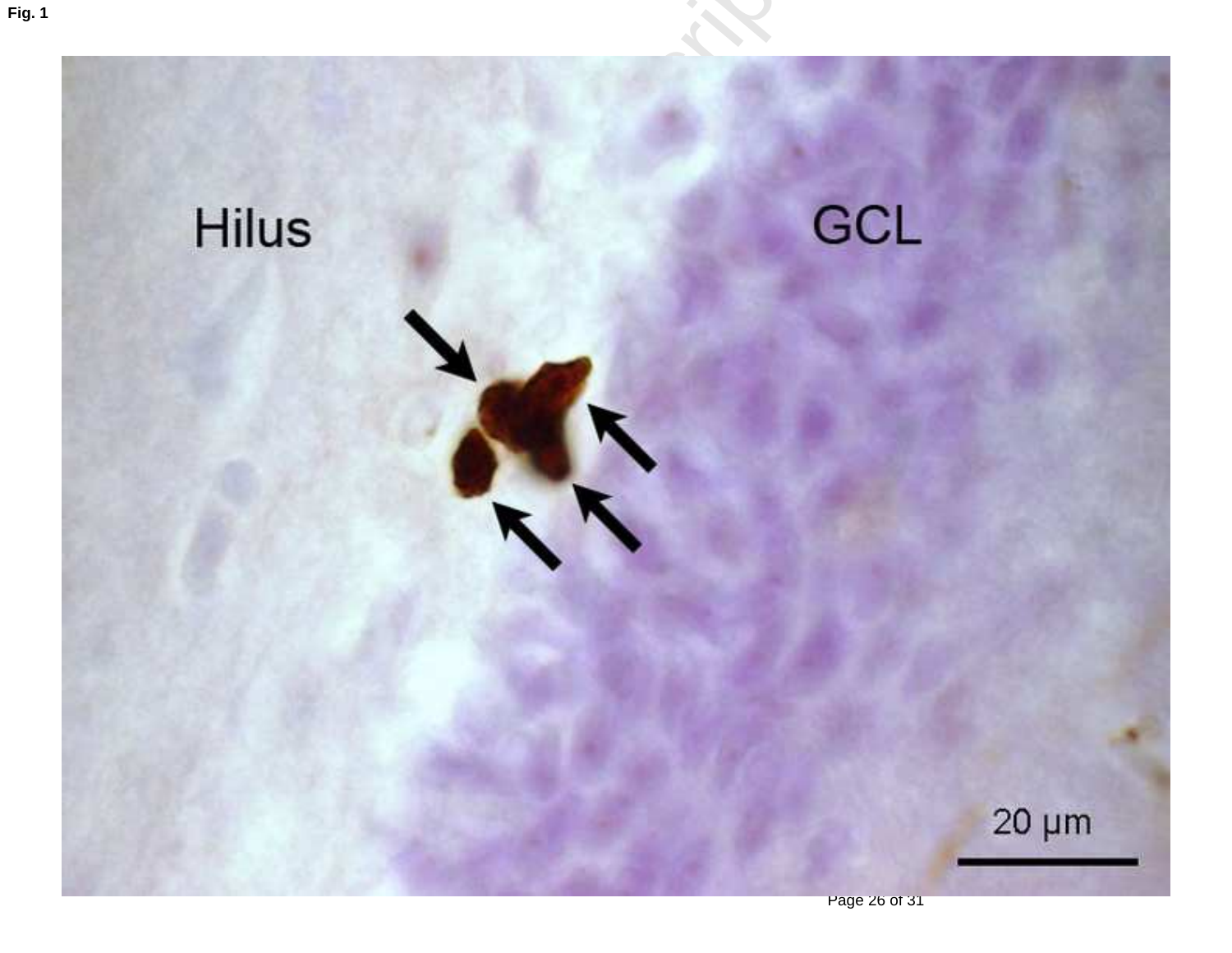Fig. 1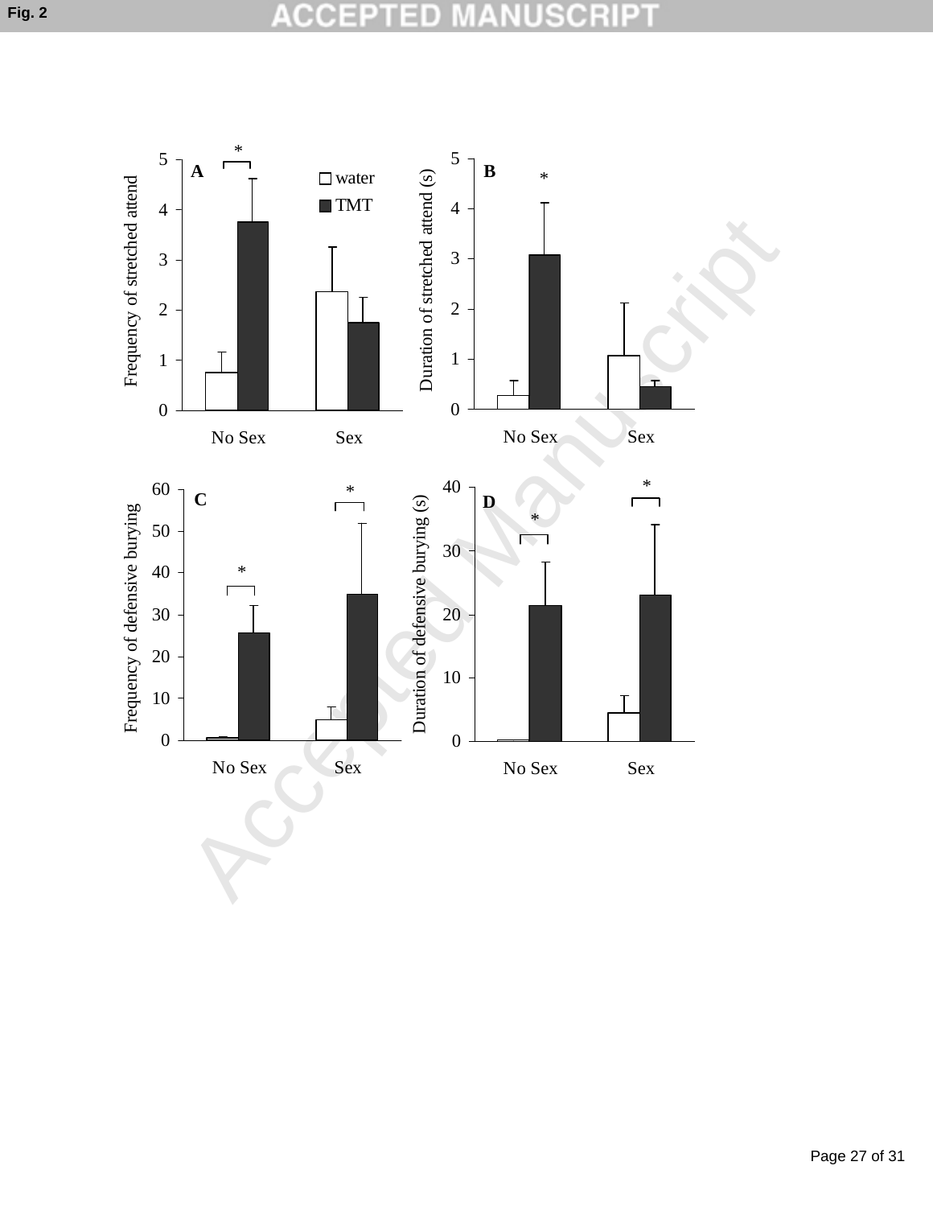Fig. 2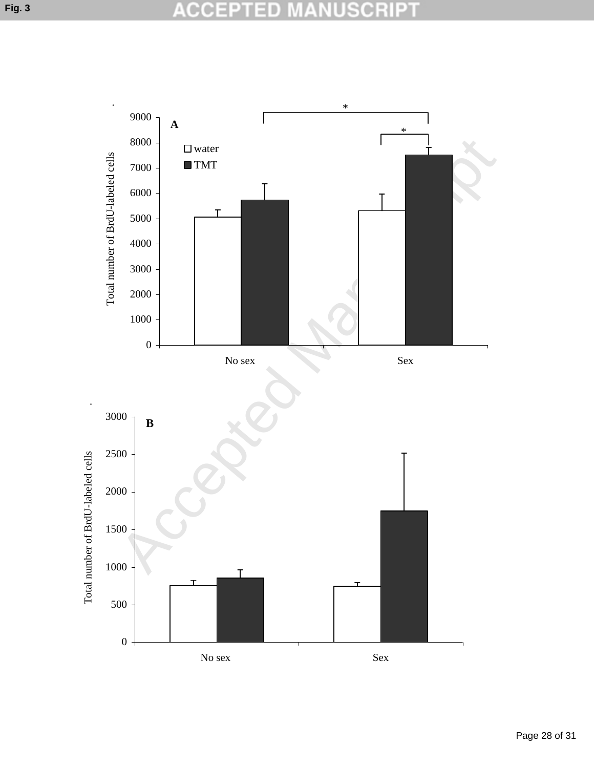Fig. 3

A

Total number of BrdU-labeled cells

9000
8000
7000
6000
5000
4000
3000
2000
1000
0

☐ water
■ TMT

*
*

No sex | Sex

B

Total number of BrdU-labeled cells

3000
2500
2000
1500
1000
500
0

No sex | Sex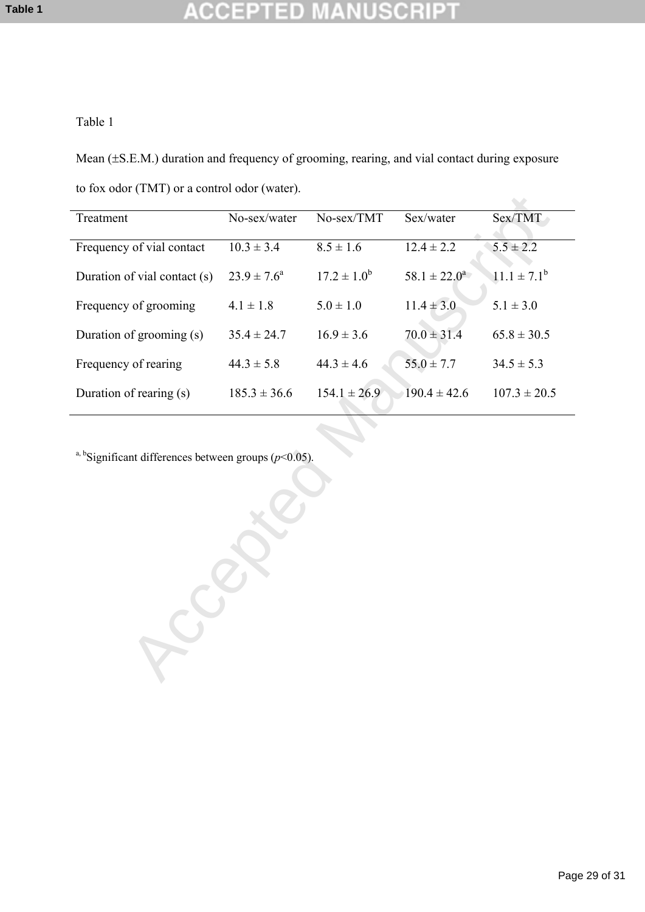Table 1

Mean (±S.E.M.) duration and frequency of grooming, rearing, and vial contact during exposure to fox odor (TMT) or a control odor (water).

| Treatment | No-sex/water | No-sex/TMT | Sex/water | Sex/TMT |
|---|---|---|---|---|
| Frequency of vial contact | 10.3 ± 3.4 | 8.5 ± 1.6 | 12.4 ± 2.2 | 5.5 ± 2.2 |
| Duration of vial contact (s) | 23.9 ± 7.6[a] | 17.2 ± 1.0[b] | 58.1 ± 22.0[a] | 11.1 ± 7.1[b] |
| Frequency of grooming | 4.1 ± 1.8 | 5.0 ± 1.0 | 11.4 ± 3.0 | 5.1 ± 3.0 |
| Duration of grooming (s) | 35.4 ± 24.7 | 16.9 ± 3.6 | 70.0 ± 31.4 | 65.8 ± 30.5 |
| Frequency of rearing | 44.3 ± 5.8 | 44.3 ± 4.6 | 55.0 ± 7.7 | 34.5 ± 5.3 |
| Duration of rearing (s) | 185.3 ± 36.6 | 154.1 ± 26.9 | 190.4 ± 42.6 | 107.3 ± 20.5 |

[a, b]Significant differences between groups ($p$<0.05).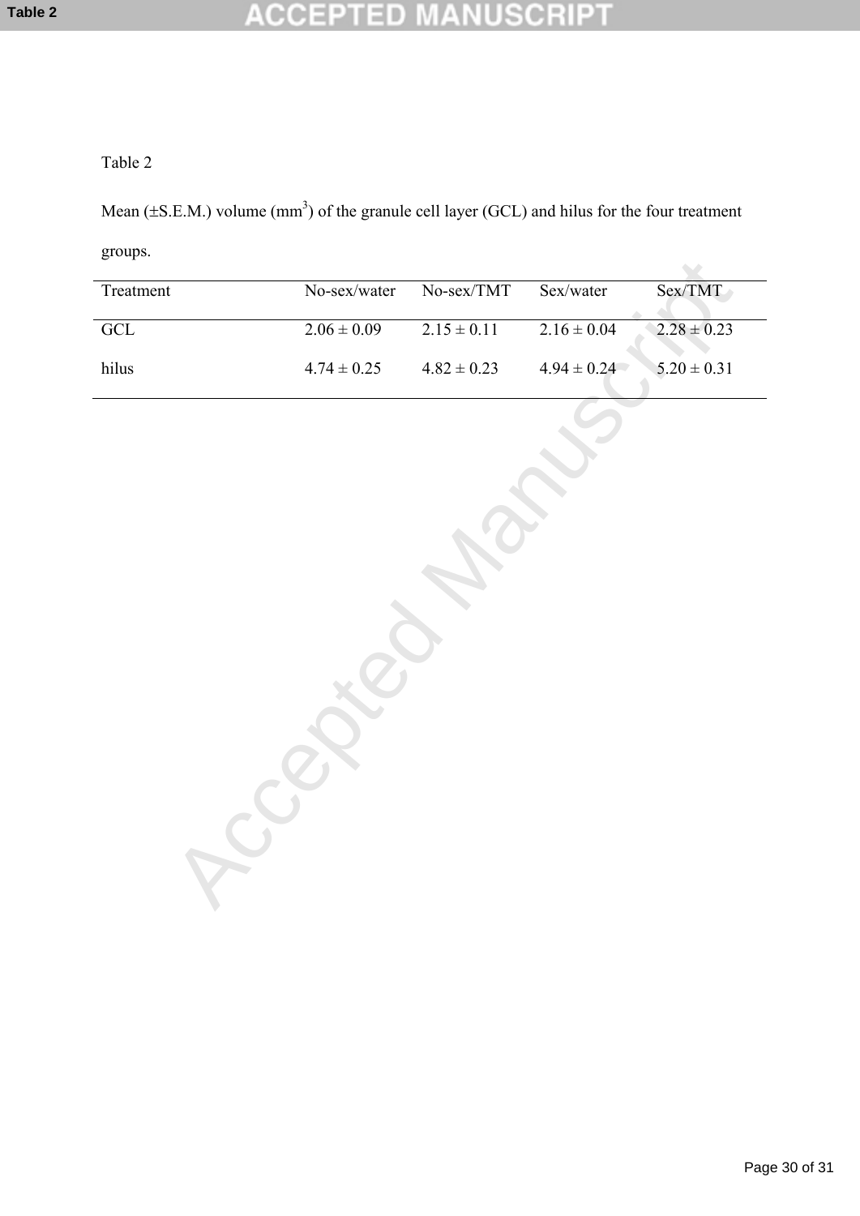Table 2

Mean (±S.E.M.) volume ($mm^3$) of the granule cell layer (GCL) and hilus for the four treatment groups.

| Treatment | No-sex/water | No-sex/TMT | Sex/water | Sex/TMT |
|---|---|---|---|---|
| GCL | 2.06 ± 0.09 | 2.15 ± 0.11 | 2.16 ± 0.04 | 2.28 ± 0.23 |
| hilus | 4.74 ± 0.25 | 4.82 ± 0.23 | 4.94 ± 0.24 | 5.20 ± 0.31 |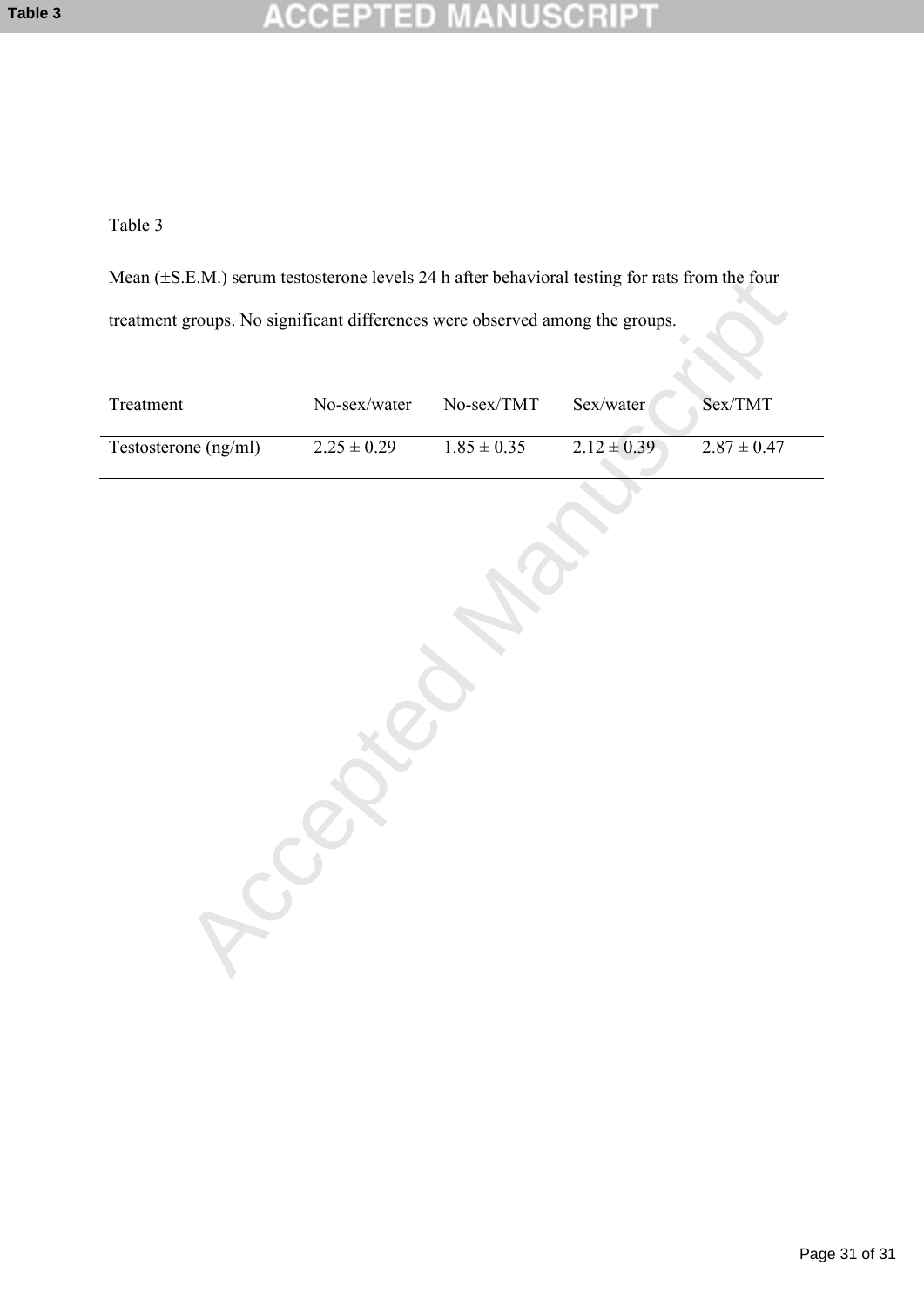Table 3

Mean (±S.E.M.) serum testosterone levels 24 h after behavioral testing for rats from the four treatment groups. No significant differences were observed among the groups.

| Treatment | No-sex/water | No-sex/TMT | Sex/water | Sex/TMT |
|---|---|---|---|---|
| Testosterone (ng/ml) | 2.25 ± 0.29 | 1.85 ± 0.35 | 2.12 ± 0.39 | 2.87 ± 0.47 |